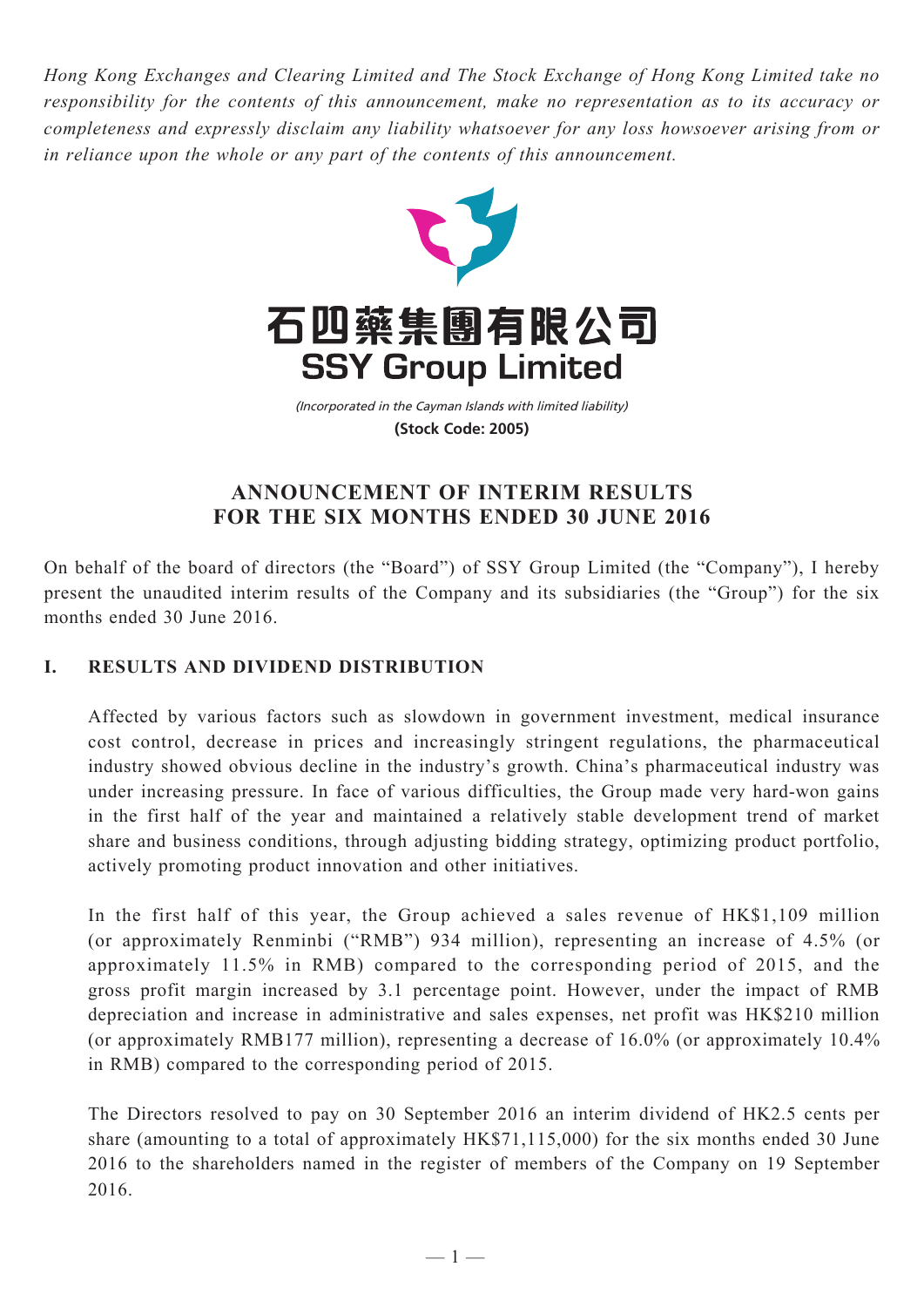*Hong Kong Exchanges and Clearing Limited and The Stock Exchange of Hong Kong Limited take no responsibility for the contents of this announcement, make no representation as to its accuracy or completeness and expressly disclaim any liability whatsoever for any loss howsoever arising from or in reliance upon the whole or any part of the contents of this announcement.*

石四藥集團有限公司
**SSY Group Limited**

*(Incorporated in the Cayman Islands with limited liability)*
**(Stock Code: 2005)**

# ANNOUNCEMENT OF INTERIM RESULTS FOR THE SIX MONTHS ENDED 30 JUNE 2016

On behalf of the board of directors (the "Board") of SSY Group Limited (the "Company"), I hereby present the unaudited interim results of the Company and its subsidiaries (the "Group") for the six months ended 30 June 2016.

## I. RESULTS AND DIVIDEND DISTRIBUTION

Affected by various factors such as slowdown in government investment, medical insurance cost control, decrease in prices and increasingly stringent regulations, the pharmaceutical industry showed obvious decline in the industry's growth. China's pharmaceutical industry was under increasing pressure. In face of various difficulties, the Group made very hard-won gains in the first half of the year and maintained a relatively stable development trend of market share and business conditions, through adjusting bidding strategy, optimizing product portfolio, actively promoting product innovation and other initiatives.

In the first half of this year, the Group achieved a sales revenue of HK$1,109 million (or approximately Renminbi ("RMB") 934 million), representing an increase of 4.5% (or approximately 11.5% in RMB) compared to the corresponding period of 2015, and the gross profit margin increased by 3.1 percentage point. However, under the impact of RMB depreciation and increase in administrative and sales expenses, net profit was HK$210 million (or approximately RMB177 million), representing a decrease of 16.0% (or approximately 10.4% in RMB) compared to the corresponding period of 2015.

The Directors resolved to pay on 30 September 2016 an interim dividend of HK2.5 cents per share (amounting to a total of approximately HK$71,115,000) for the six months ended 30 June 2016 to the shareholders named in the register of members of the Company on 19 September 2016.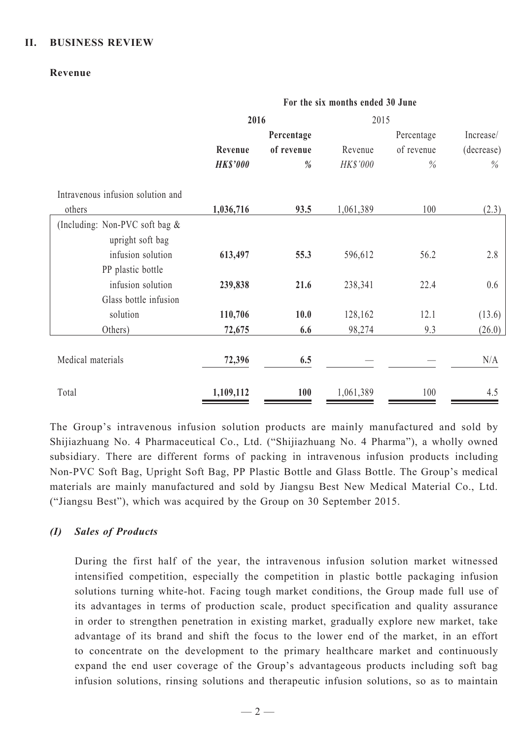## II. BUSINESS REVIEW

### Revenue

| | For the six months ended 30 June | | | | |
|---|---|---|---|---|---|
| | **2016** | | 2015 | | |
| | **Revenue** | **Percentage of revenue** | Revenue | Percentage of revenue | Increase/ (decrease) |
| | ***HK$'000*** | ***%*** | *HK$'000* | *%* | *%* |
| Intravenous infusion solution and others | **1,036,716** | **93.5** | 1,061,389 | 100 | (2.3) |
| (Including: Non-PVC soft bag & upright soft bag infusion solution | **613,497** | **55.3** | 596,612 | 56.2 | 2.8 |
| PP plastic bottle infusion solution | **239,838** | **21.6** | 238,341 | 22.4 | 0.6 |
| Glass bottle infusion solution | **110,706** | **10.0** | 128,162 | 12.1 | (13.6) |
| Others) | **72,675** | **6.6** | 98,274 | 9.3 | (26.0) |
| Medical materials | **72,396** | **6.5** | — | — | N/A |
| Total | **1,109,112** | **100** | 1,061,389 | 100 | 4.5 |

The Group's intravenous infusion solution products are mainly manufactured and sold by Shijiazhuang No. 4 Pharmaceutical Co., Ltd. ("Shijiazhuang No. 4 Pharma"), a wholly owned subsidiary. There are different forms of packing in intravenous infusion products including Non-PVC Soft Bag, Upright Soft Bag, PP Plastic Bottle and Glass Bottle. The Group's medical materials are mainly manufactured and sold by Jiangsu Best New Medical Material Co., Ltd. ("Jiangsu Best"), which was acquired by the Group on 30 September 2015.

#### *(I) Sales of Products*

During the first half of the year, the intravenous infusion solution market witnessed intensified competition, especially the competition in plastic bottle packaging infusion solutions turning white-hot. Facing tough market conditions, the Group made full use of its advantages in terms of production scale, product specification and quality assurance in order to strengthen penetration in existing market, gradually explore new market, take advantage of its brand and shift the focus to the lower end of the market, in an effort to concentrate on the development to the primary healthcare market and continuously expand the end user coverage of the Group's advantageous products including soft bag infusion solutions, rinsing solutions and therapeutic infusion solutions, so as to maintain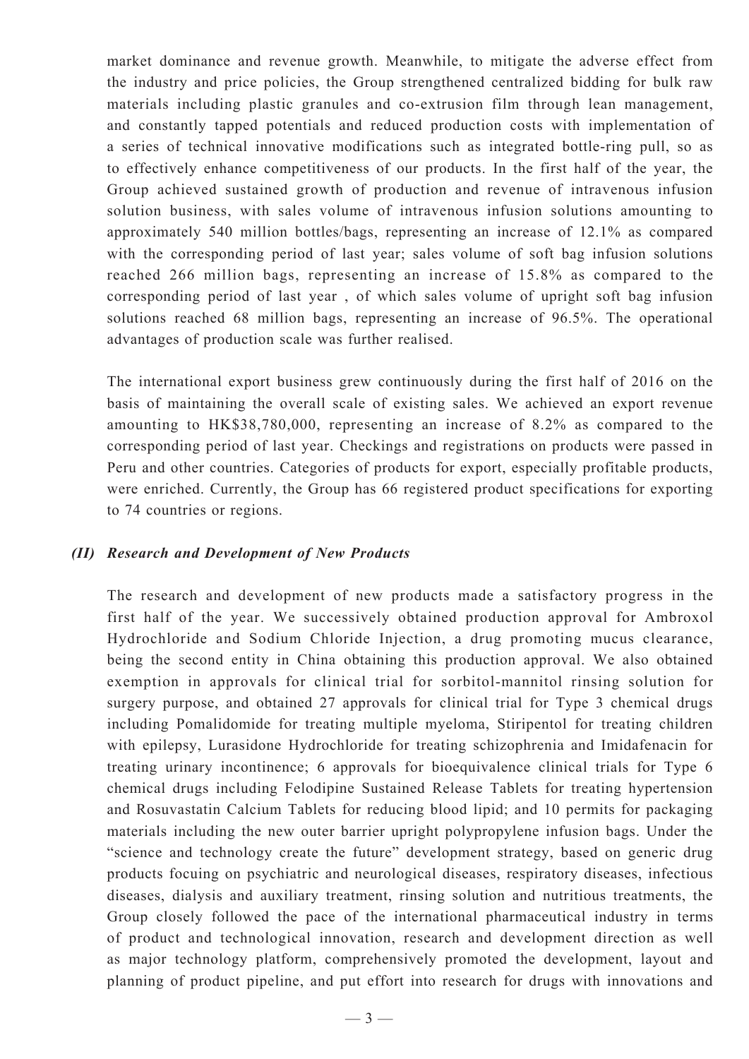market dominance and revenue growth. Meanwhile, to mitigate the adverse effect from the industry and price policies, the Group strengthened centralized bidding for bulk raw materials including plastic granules and co-extrusion film through lean management, and constantly tapped potentials and reduced production costs with implementation of a series of technical innovative modifications such as integrated bottle-ring pull, so as to effectively enhance competitiveness of our products. In the first half of the year, the Group achieved sustained growth of production and revenue of intravenous infusion solution business, with sales volume of intravenous infusion solutions amounting to approximately 540 million bottles/bags, representing an increase of 12.1% as compared with the corresponding period of last year; sales volume of soft bag infusion solutions reached 266 million bags, representing an increase of 15.8% as compared to the corresponding period of last year , of which sales volume of upright soft bag infusion solutions reached 68 million bags, representing an increase of 96.5%. The operational advantages of production scale was further realised.

The international export business grew continuously during the first half of 2016 on the basis of maintaining the overall scale of existing sales. We achieved an export revenue amounting to HK$38,780,000, representing an increase of 8.2% as compared to the corresponding period of last year. Checkings and registrations on products were passed in Peru and other countries. Categories of products for export, especially profitable products, were enriched. Currently, the Group has 66 registered product specifications for exporting to 74 countries or regions.

### *(II) Research and Development of New Products*

The research and development of new products made a satisfactory progress in the first half of the year. We successively obtained production approval for Ambroxol Hydrochloride and Sodium Chloride Injection, a drug promoting mucus clearance, being the second entity in China obtaining this production approval. We also obtained exemption in approvals for clinical trial for sorbitol-mannitol rinsing solution for surgery purpose, and obtained 27 approvals for clinical trial for Type 3 chemical drugs including Pomalidomide for treating multiple myeloma, Stiripentol for treating children with epilepsy, Lurasidone Hydrochloride for treating schizophrenia and Imidafenacin for treating urinary incontinence; 6 approvals for bioequivalence clinical trials for Type 6 chemical drugs including Felodipine Sustained Release Tablets for treating hypertension and Rosuvastatin Calcium Tablets for reducing blood lipid; and 10 permits for packaging materials including the new outer barrier upright polypropylene infusion bags. Under the "science and technology create the future" development strategy, based on generic drug products focuing on psychiatric and neurological diseases, respiratory diseases, infectious diseases, dialysis and auxiliary treatment, rinsing solution and nutritious treatments, the Group closely followed the pace of the international pharmaceutical industry in terms of product and technological innovation, research and development direction as well as major technology platform, comprehensively promoted the development, layout and planning of product pipeline, and put effort into research for drugs with innovations and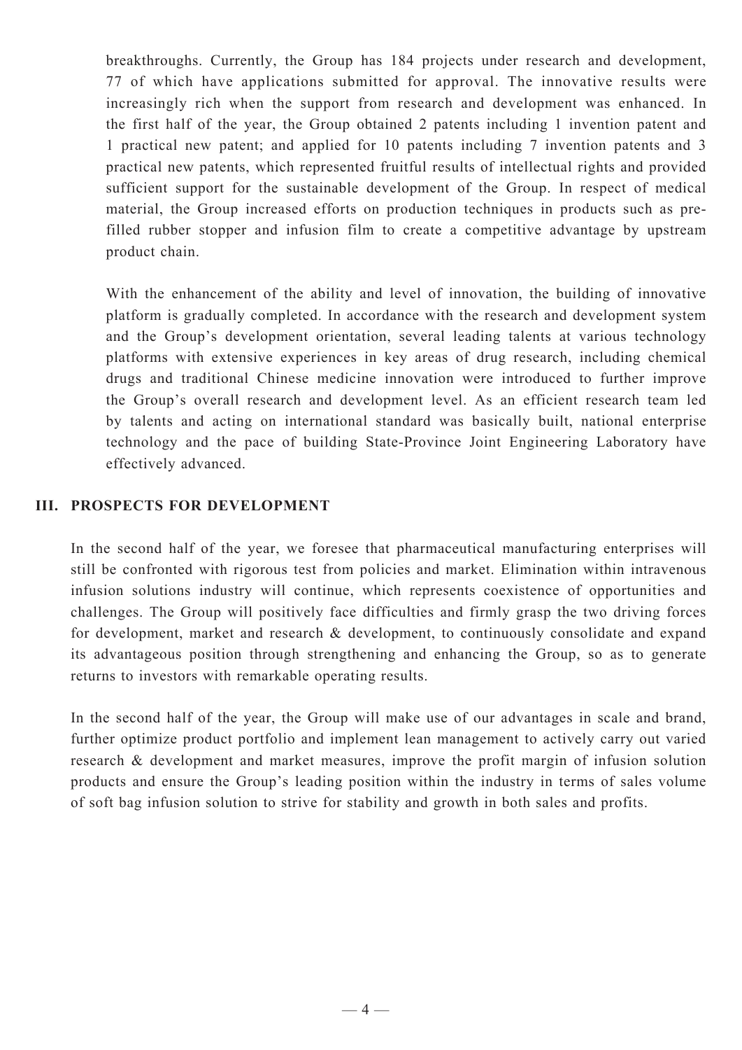breakthroughs. Currently, the Group has 184 projects under research and development, 77 of which have applications submitted for approval. The innovative results were increasingly rich when the support from research and development was enhanced. In the first half of the year, the Group obtained 2 patents including 1 invention patent and 1 practical new patent; and applied for 10 patents including 7 invention patents and 3 practical new patents, which represented fruitful results of intellectual rights and provided sufficient support for the sustainable development of the Group. In respect of medical material, the Group increased efforts on production techniques in products such as pre-filled rubber stopper and infusion film to create a competitive advantage by upstream product chain.

With the enhancement of the ability and level of innovation, the building of innovative platform is gradually completed. In accordance with the research and development system and the Group's development orientation, several leading talents at various technology platforms with extensive experiences in key areas of drug research, including chemical drugs and traditional Chinese medicine innovation were introduced to further improve the Group's overall research and development level. As an efficient research team led by talents and acting on international standard was basically built, national enterprise technology and the pace of building State-Province Joint Engineering Laboratory have effectively advanced.

## III. PROSPECTS FOR DEVELOPMENT

In the second half of the year, we foresee that pharmaceutical manufacturing enterprises will still be confronted with rigorous test from policies and market. Elimination within intravenous infusion solutions industry will continue, which represents coexistence of opportunities and challenges. The Group will positively face difficulties and firmly grasp the two driving forces for development, market and research & development, to continuously consolidate and expand its advantageous position through strengthening and enhancing the Group, so as to generate returns to investors with remarkable operating results.

In the second half of the year, the Group will make use of our advantages in scale and brand, further optimize product portfolio and implement lean management to actively carry out varied research & development and market measures, improve the profit margin of infusion solution products and ensure the Group's leading position within the industry in terms of sales volume of soft bag infusion solution to strive for stability and growth in both sales and profits.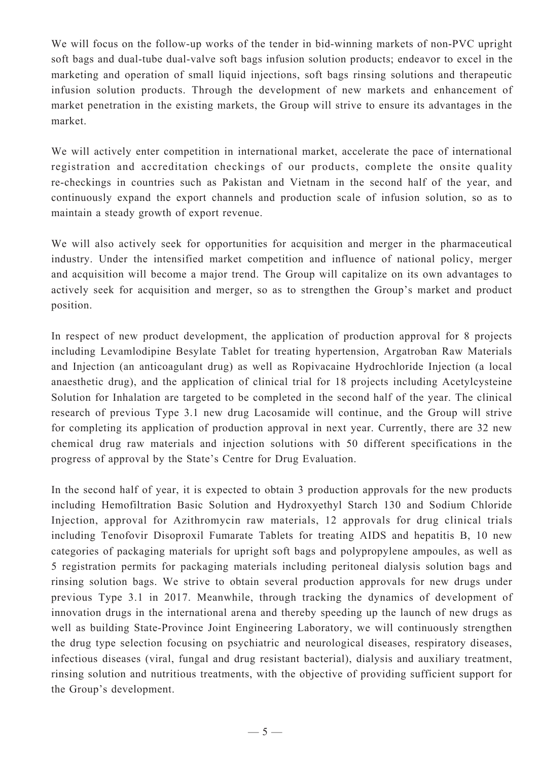We will focus on the follow-up works of the tender in bid-winning markets of non-PVC upright soft bags and dual-tube dual-valve soft bags infusion solution products; endeavor to excel in the marketing and operation of small liquid injections, soft bags rinsing solutions and therapeutic infusion solution products. Through the development of new markets and enhancement of market penetration in the existing markets, the Group will strive to ensure its advantages in the market.

We will actively enter competition in international market, accelerate the pace of international registration and accreditation checkings of our products, complete the onsite quality re-checkings in countries such as Pakistan and Vietnam in the second half of the year, and continuously expand the export channels and production scale of infusion solution, so as to maintain a steady growth of export revenue.

We will also actively seek for opportunities for acquisition and merger in the pharmaceutical industry. Under the intensified market competition and influence of national policy, merger and acquisition will become a major trend. The Group will capitalize on its own advantages to actively seek for acquisition and merger, so as to strengthen the Group's market and product position.

In respect of new product development, the application of production approval for 8 projects including Levamlodipine Besylate Tablet for treating hypertension, Argatroban Raw Materials and Injection (an anticoagulant drug) as well as Ropivacaine Hydrochloride Injection (a local anaesthetic drug), and the application of clinical trial for 18 projects including Acetylcysteine Solution for Inhalation are targeted to be completed in the second half of the year. The clinical research of previous Type 3.1 new drug Lacosamide will continue, and the Group will strive for completing its application of production approval in next year. Currently, there are 32 new chemical drug raw materials and injection solutions with 50 different specifications in the progress of approval by the State's Centre for Drug Evaluation.

In the second half of year, it is expected to obtain 3 production approvals for the new products including Hemofiltration Basic Solution and Hydroxyethyl Starch 130 and Sodium Chloride Injection, approval for Azithromycin raw materials, 12 approvals for drug clinical trials including Tenofovir Disoproxil Fumarate Tablets for treating AIDS and hepatitis B, 10 new categories of packaging materials for upright soft bags and polypropylene ampoules, as well as 5 registration permits for packaging materials including peritoneal dialysis solution bags and rinsing solution bags. We strive to obtain several production approvals for new drugs under previous Type 3.1 in 2017. Meanwhile, through tracking the dynamics of development of innovation drugs in the international arena and thereby speeding up the launch of new drugs as well as building State-Province Joint Engineering Laboratory, we will continuously strengthen the drug type selection focusing on psychiatric and neurological diseases, respiratory diseases, infectious diseases (viral, fungal and drug resistant bacterial), dialysis and auxiliary treatment, rinsing solution and nutritious treatments, with the objective of providing sufficient support for the Group's development.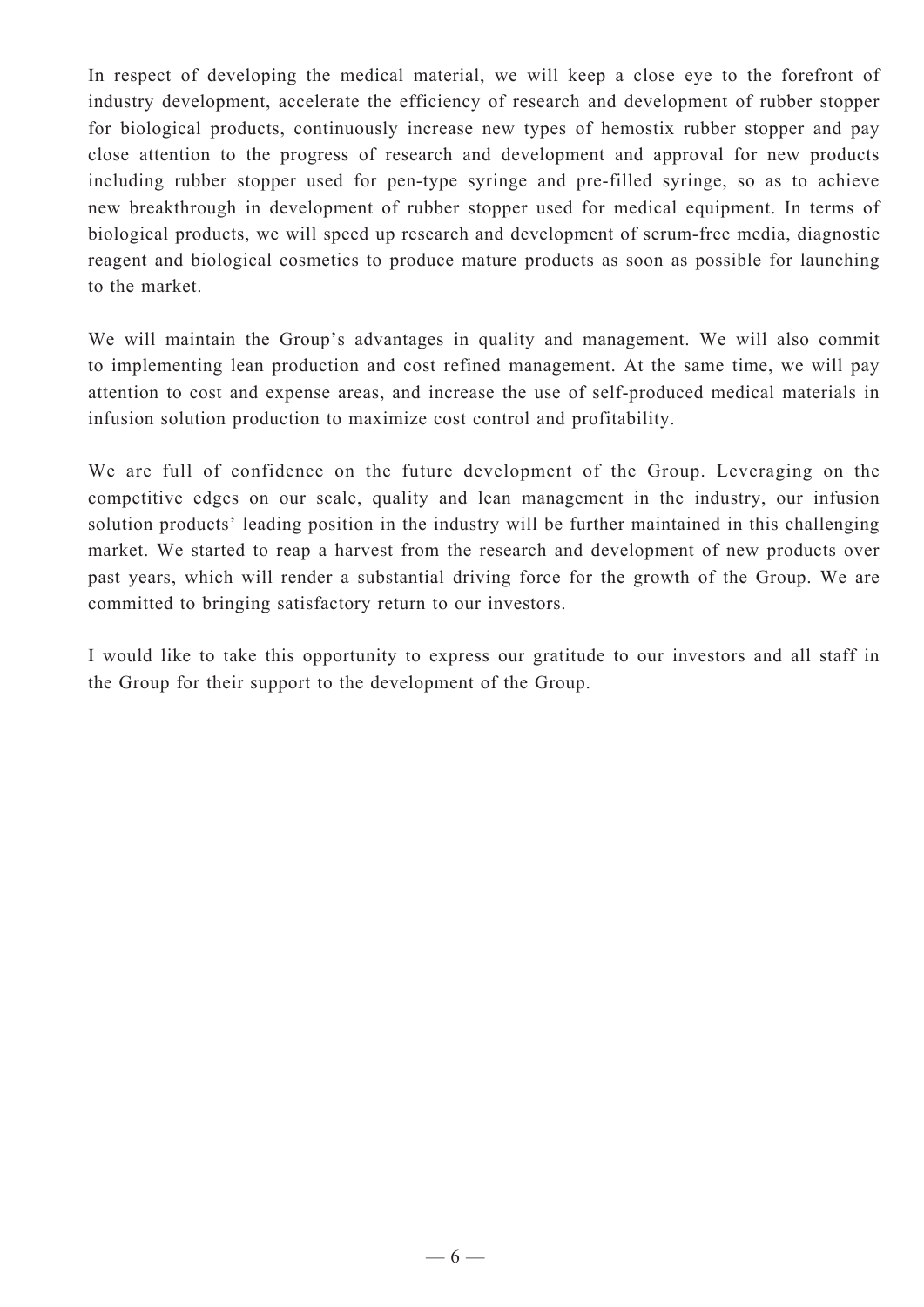In respect of developing the medical material, we will keep a close eye to the forefront of industry development, accelerate the efficiency of research and development of rubber stopper for biological products, continuously increase new types of hemostix rubber stopper and pay close attention to the progress of research and development and approval for new products including rubber stopper used for pen-type syringe and pre-filled syringe, so as to achieve new breakthrough in development of rubber stopper used for medical equipment. In terms of biological products, we will speed up research and development of serum-free media, diagnostic reagent and biological cosmetics to produce mature products as soon as possible for launching to the market.

We will maintain the Group's advantages in quality and management. We will also commit to implementing lean production and cost refined management. At the same time, we will pay attention to cost and expense areas, and increase the use of self-produced medical materials in infusion solution production to maximize cost control and profitability.

We are full of confidence on the future development of the Group. Leveraging on the competitive edges on our scale, quality and lean management in the industry, our infusion solution products' leading position in the industry will be further maintained in this challenging market. We started to reap a harvest from the research and development of new products over past years, which will render a substantial driving force for the growth of the Group. We are committed to bringing satisfactory return to our investors.

I would like to take this opportunity to express our gratitude to our investors and all staff in the Group for their support to the development of the Group.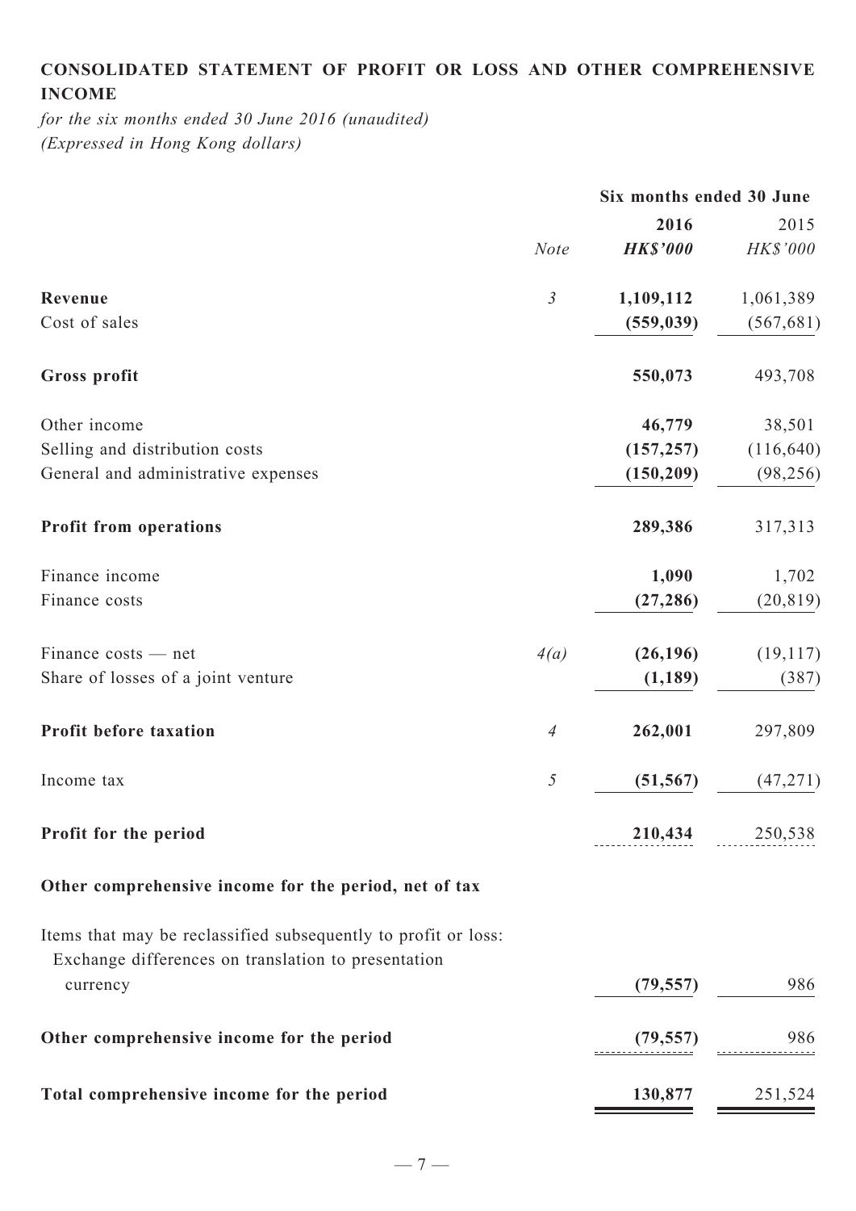## CONSOLIDATED STATEMENT OF PROFIT OR LOSS AND OTHER COMPREHENSIVE INCOME

*for the six months ended 30 June 2016 (unaudited)*
*(Expressed in Hong Kong dollars)*

| | | Six months ended 30 June | |
|---|---|---|---|
| | | **2016** | 2015 |
| | *Note* | ***HK$'000*** | *HK$'000* |
| **Revenue** | *3* | **1,109,112** | 1,061,389 |
| Cost of sales | | **(559,039)** | (567,681) |
| **Gross profit** | | **550,073** | 493,708 |
| Other income | | **46,779** | 38,501 |
| Selling and distribution costs | | **(157,257)** | (116,640) |
| General and administrative expenses | | **(150,209)** | (98,256) |
| **Profit from operations** | | **289,386** | 317,313 |
| Finance income | | **1,090** | 1,702 |
| Finance costs | | **(27,286)** | (20,819) |
| Finance costs — net | *4(a)* | **(26,196)** | (19,117) |
| Share of losses of a joint venture | | **(1,189)** | (387) |
| **Profit before taxation** | *4* | **262,001** | 297,809 |
| Income tax | *5* | **(51,567)** | (47,271) |
| **Profit for the period** | | **210,434** | 250,538 |
| **Other comprehensive income for the period, net of tax** | | | |
| Items that may be reclassified subsequently to profit or loss: | | | |
| Exchange differences on translation to presentation currency | | **(79,557)** | 986 |
| **Other comprehensive income for the period** | | **(79,557)** | 986 |
| **Total comprehensive income for the period** | | **130,877** | 251,524 |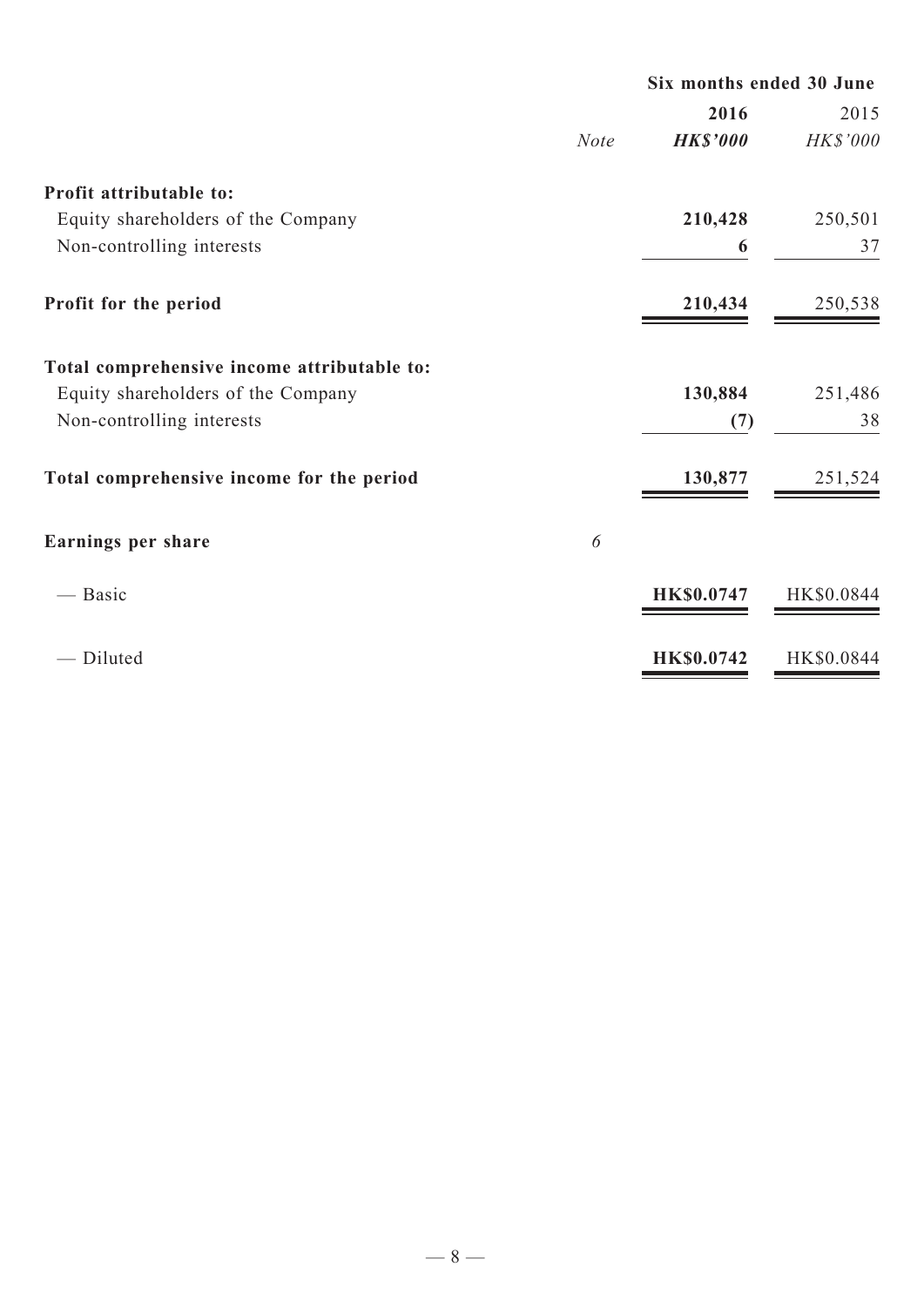| | Note | Six months ended 30 June 2016 | 2015 |
|---|---|---|---|
| | | ***HK$'000*** | *HK$'000* |
| **Profit attributable to:** | | | |
| Equity shareholders of the Company | | **210,428** | 250,501 |
| Non-controlling interests | | **6** | 37 |
| **Profit for the period** | | **210,434** | 250,538 |
| **Total comprehensive income attributable to:** | | | |
| Equity shareholders of the Company | | **130,884** | 251,486 |
| Non-controlling interests | | **(7)** | 38 |
| **Total comprehensive income for the period** | | **130,877** | 251,524 |
| **Earnings per share** | *6* | | |
| — Basic | | **HK$0.0747** | HK$0.0844 |
| — Diluted | | **HK$0.0742** | HK$0.0844 |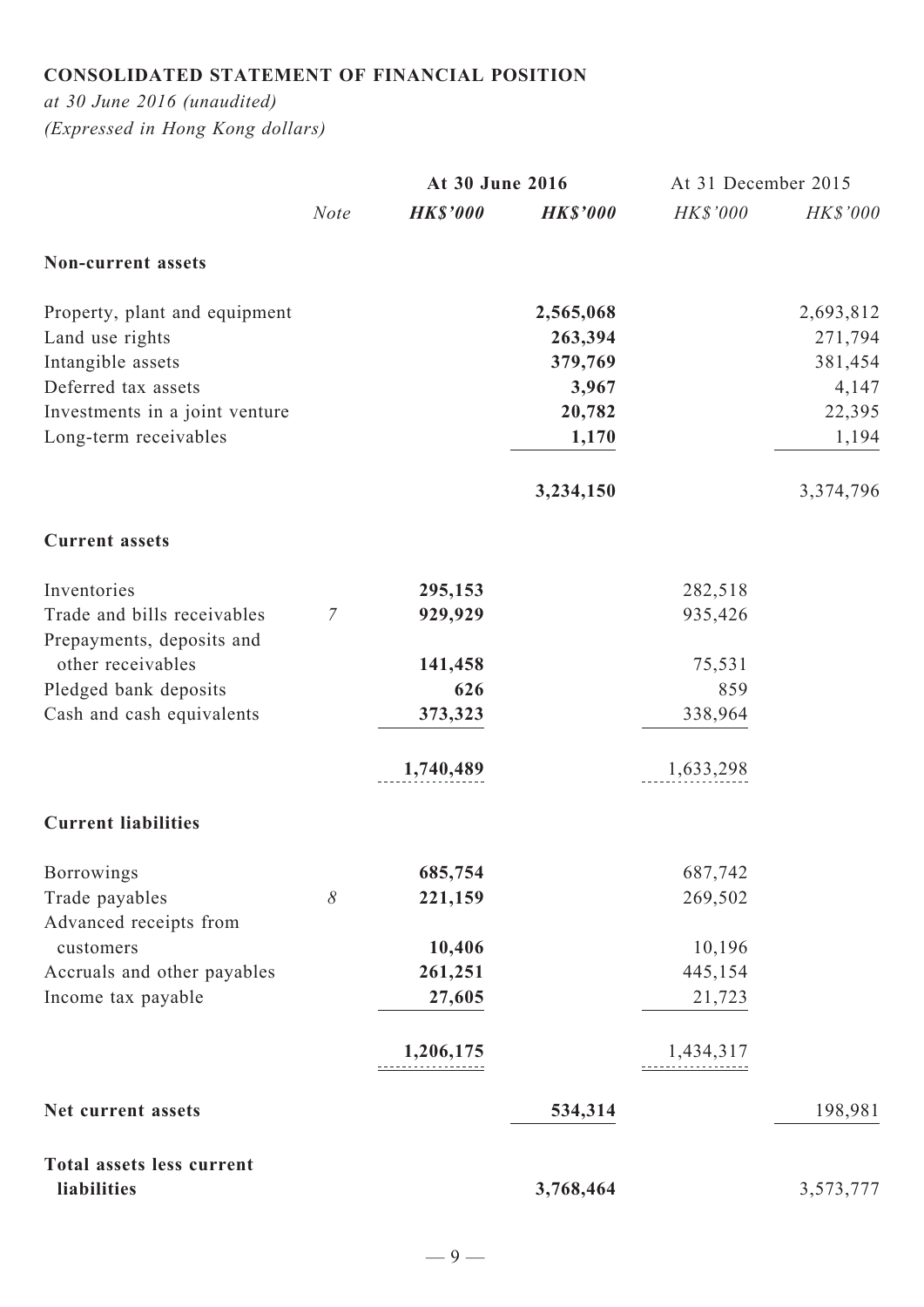## CONSOLIDATED STATEMENT OF FINANCIAL POSITION

*at 30 June 2016 (unaudited)*
*(Expressed in Hong Kong dollars)*

| | | **At 30 June 2016** | | At 31 December 2015 | |
|---|---|---|---|---|---|
| | *Note* | ***HK$'000*** | ***HK$'000*** | *HK$'000* | *HK$'000* |
| **Non-current assets** | | | | | |
| Property, plant and equipment | | | **2,565,068** | | 2,693,812 |
| Land use rights | | | **263,394** | | 271,794 |
| Intangible assets | | | **379,769** | | 381,454 |
| Deferred tax assets | | | **3,967** | | 4,147 |
| Investments in a joint venture | | | **20,782** | | 22,395 |
| Long-term receivables | | | **1,170** | | 1,194 |
| | | | **3,234,150** | | 3,374,796 |
| **Current assets** | | | | | |
| Inventories | | **295,153** | | 282,518 | |
| Trade and bills receivables | 7 | **929,929** | | 935,426 | |
| Prepayments, deposits and other receivables | | **141,458** | | 75,531 | |
| Pledged bank deposits | | **626** | | 859 | |
| Cash and cash equivalents | | **373,323** | | 338,964 | |
| | | **1,740,489** | | 1,633,298 | |
| **Current liabilities** | | | | | |
| Borrowings | | **685,754** | | 687,742 | |
| Trade payables | 8 | **221,159** | | 269,502 | |
| Advanced receipts from customers | | **10,406** | | 10,196 | |
| Accruals and other payables | | **261,251** | | 445,154 | |
| Income tax payable | | **27,605** | | 21,723 | |
| | | **1,206,175** | | 1,434,317 | |
| **Net current assets** | | | **534,314** | | 198,981 |
| **Total assets less current liabilities** | | | **3,768,464** | | 3,573,777 |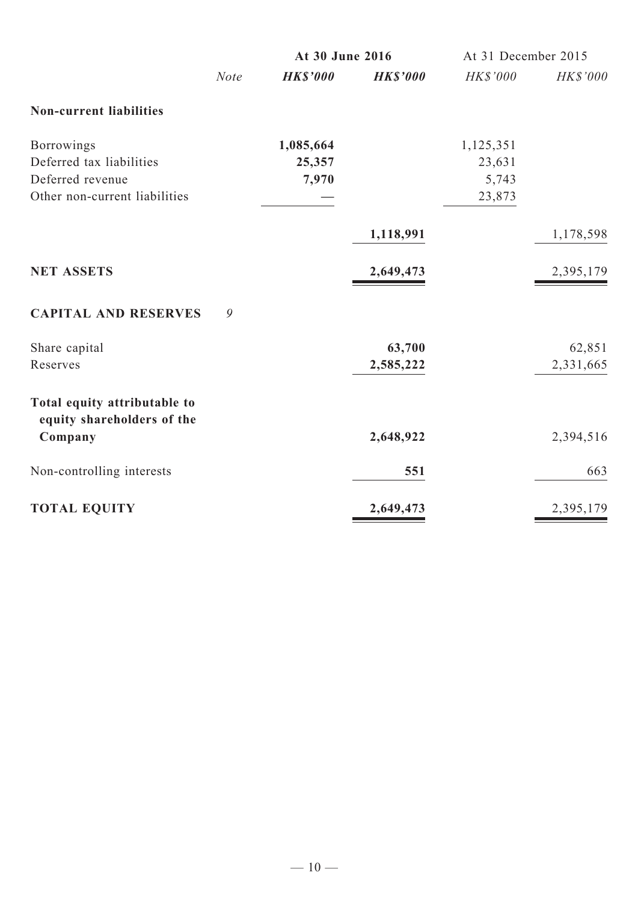| | Note | At 30 June 2016 | | At 31 December 2015 | |
|---|---|---|---|---|---|
| | | **HK$'000** | **HK$'000** | HK$'000 | HK$'000 |
| **Non-current liabilities** | | | | | |
| Borrowings | | **1,085,664** | | 1,125,351 | |
| Deferred tax liabilities | | **25,357** | | 23,631 | |
| Deferred revenue | | **7,970** | | 5,743 | |
| Other non-current liabilities | | **—** | | 23,873 | |
| | | | **1,118,991** | | 1,178,598 |
| **NET ASSETS** | | | **2,649,473** | | 2,395,179 |
| **CAPITAL AND RESERVES** | 9 | | | | |
| Share capital | | | **63,700** | | 62,851 |
| Reserves | | | **2,585,222** | | 2,331,665 |
| **Total equity attributable to equity shareholders of the Company** | | | **2,648,922** | | 2,394,516 |
| Non-controlling interests | | | **551** | | 663 |
| **TOTAL EQUITY** | | | **2,649,473** | | 2,395,179 |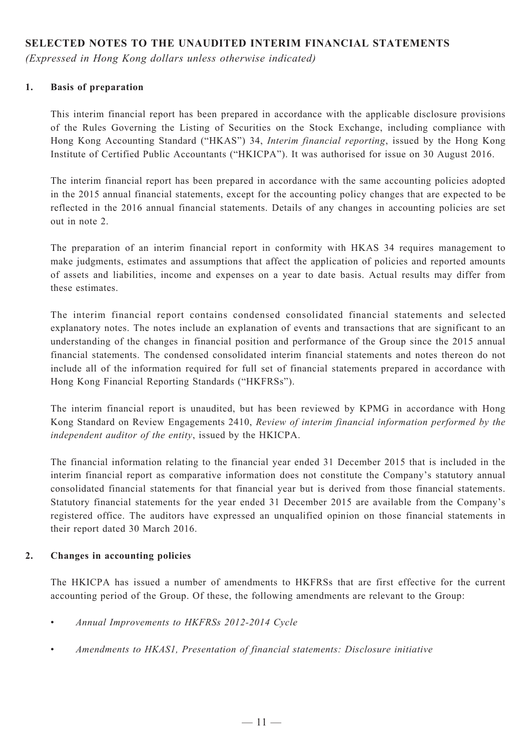## SELECTED NOTES TO THE UNAUDITED INTERIM FINANCIAL STATEMENTS

*(Expressed in Hong Kong dollars unless otherwise indicated)*

### 1. Basis of preparation

This interim financial report has been prepared in accordance with the applicable disclosure provisions of the Rules Governing the Listing of Securities on the Stock Exchange, including compliance with Hong Kong Accounting Standard ("HKAS") 34, *Interim financial reporting*, issued by the Hong Kong Institute of Certified Public Accountants ("HKICPA"). It was authorised for issue on 30 August 2016.

The interim financial report has been prepared in accordance with the same accounting policies adopted in the 2015 annual financial statements, except for the accounting policy changes that are expected to be reflected in the 2016 annual financial statements. Details of any changes in accounting policies are set out in note 2.

The preparation of an interim financial report in conformity with HKAS 34 requires management to make judgments, estimates and assumptions that affect the application of policies and reported amounts of assets and liabilities, income and expenses on a year to date basis. Actual results may differ from these estimates.

The interim financial report contains condensed consolidated financial statements and selected explanatory notes. The notes include an explanation of events and transactions that are significant to an understanding of the changes in financial position and performance of the Group since the 2015 annual financial statements. The condensed consolidated interim financial statements and notes thereon do not include all of the information required for full set of financial statements prepared in accordance with Hong Kong Financial Reporting Standards ("HKFRSs").

The interim financial report is unaudited, but has been reviewed by KPMG in accordance with Hong Kong Standard on Review Engagements 2410, *Review of interim financial information performed by the independent auditor of the entity*, issued by the HKICPA.

The financial information relating to the financial year ended 31 December 2015 that is included in the interim financial report as comparative information does not constitute the Company's statutory annual consolidated financial statements for that financial year but is derived from those financial statements. Statutory financial statements for the year ended 31 December 2015 are available from the Company's registered office. The auditors have expressed an unqualified opinion on those financial statements in their report dated 30 March 2016.

### 2. Changes in accounting policies

The HKICPA has issued a number of amendments to HKFRSs that are first effective for the current accounting period of the Group. Of these, the following amendments are relevant to the Group:

- *Annual Improvements to HKFRSs 2012-2014 Cycle*
- *Amendments to HKAS1, Presentation of financial statements: Disclosure initiative*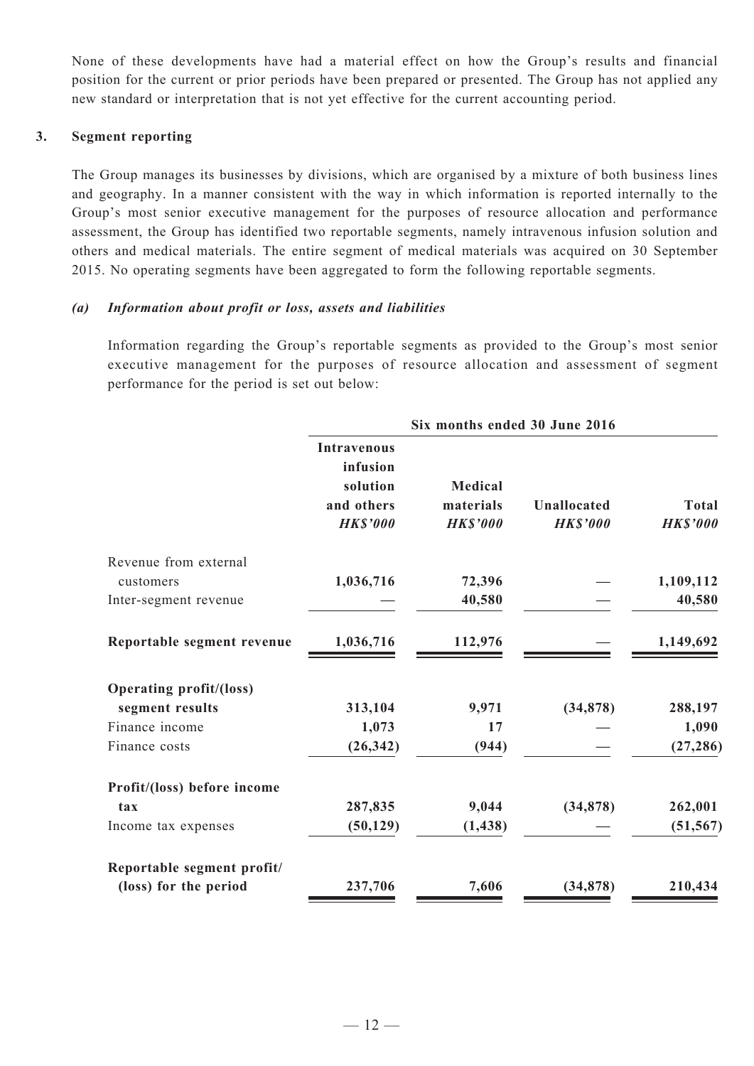None of these developments have had a material effect on how the Group's results and financial position for the current or prior periods have been prepared or presented. The Group has not applied any new standard or interpretation that is not yet effective for the current accounting period.

## 3. Segment reporting

The Group manages its businesses by divisions, which are organised by a mixture of both business lines and geography. In a manner consistent with the way in which information is reported internally to the Group's most senior executive management for the purposes of resource allocation and performance assessment, the Group has identified two reportable segments, namely intravenous infusion solution and others and medical materials. The entire segment of medical materials was acquired on 30 September 2015. No operating segments have been aggregated to form the following reportable segments.

### *(a) Information about profit or loss, assets and liabilities*

Information regarding the Group's reportable segments as provided to the Group's most senior executive management for the purposes of resource allocation and assessment of segment performance for the period is set out below:

| | Six months ended 30 June 2016 | | | |
|---|---|---|---|---|
| | **Intravenous infusion solution and others** *HK$'000* | **Medical materials** *HK$'000* | **Unallocated** *HK$'000* | **Total** *HK$'000* |
| Revenue from external customers | **1,036,716** | **72,396** | **—** | **1,109,112** |
| Inter-segment revenue | **—** | **40,580** | **—** | **40,580** |
| **Reportable segment revenue** | **1,036,716** | **112,976** | **—** | **1,149,692** |
| **Operating profit/(loss) segment results** | **313,104** | **9,971** | **(34,878)** | **288,197** |
| Finance income | **1,073** | **17** | **—** | **1,090** |
| Finance costs | **(26,342)** | **(944)** | **—** | **(27,286)** |
| **Profit/(loss) before income tax** | **287,835** | **9,044** | **(34,878)** | **262,001** |
| Income tax expenses | **(50,129)** | **(1,438)** | **—** | **(51,567)** |
| **Reportable segment profit/ (loss) for the period** | **237,706** | **7,606** | **(34,878)** | **210,434** |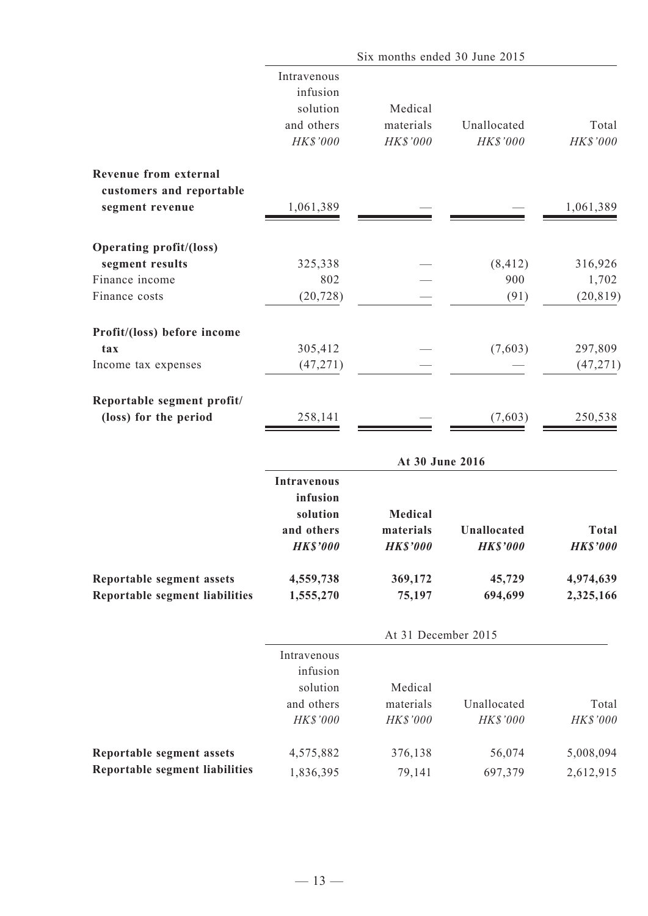| | Six months ended 30 June 2015 | | | |
|---|---|---|---|---|
| | Intravenous infusion solution and others | Medical materials | Unallocated | Total |
| | *HK$'000* | *HK$'000* | *HK$'000* | *HK$'000* |
| **Revenue from external customers and reportable segment revenue** | 1,061,389 | — | — | 1,061,389 |
| **Operating profit/(loss) segment results** | 325,338 | — | (8,412) | 316,926 |
| Finance income | 802 | — | 900 | 1,702 |
| Finance costs | (20,728) | — | (91) | (20,819) |
| **Profit/(loss) before income tax** | 305,412 | — | (7,603) | 297,809 |
| Income tax expenses | (47,271) | — | — | (47,271) |
| **Reportable segment profit/ (loss) for the period** | 258,141 | — | (7,603) | 250,538 |

| | **At 30 June 2016** | | | |
|---|---|---|---|---|
| | **Intravenous infusion solution and others** | **Medical materials** | **Unallocated** | **Total** |
| | ***HK$'000*** | ***HK$'000*** | ***HK$'000*** | ***HK$'000*** |
| **Reportable segment assets** | **4,559,738** | **369,172** | **45,729** | **4,974,639** |
| **Reportable segment liabilities** | **1,555,270** | **75,197** | **694,699** | **2,325,166** |

| | At 31 December 2015 | | | |
|---|---|---|---|---|
| | Intravenous infusion solution and others | Medical materials | Unallocated | Total |
| | *HK$'000* | *HK$'000* | *HK$'000* | *HK$'000* |
| **Reportable segment assets** | 4,575,882 | 376,138 | 56,074 | 5,008,094 |
| **Reportable segment liabilities** | 1,836,395 | 79,141 | 697,379 | 2,612,915 |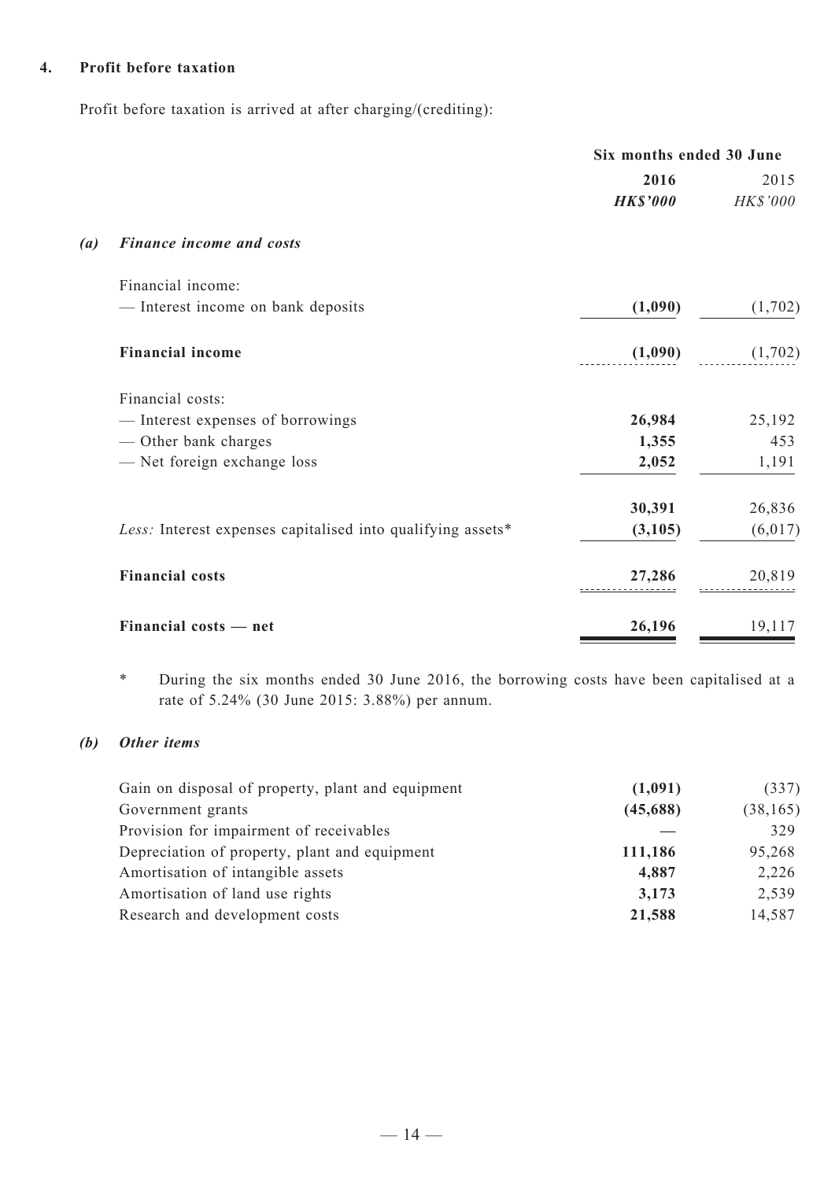## 4. Profit before taxation

Profit before taxation is arrived at after charging/(crediting):

| | Six months ended 30 June | |
|---|---|---|
| | **2016** | 2015 |
| | ***HK$'000*** | *HK$'000* |
| ***(a) Finance income and costs*** | | |
| Financial income: | | |
| — Interest income on bank deposits | **(1,090)** | (1,702) |
| **Financial income** | **(1,090)** | (1,702) |
| Financial costs: | | |
| — Interest expenses of borrowings | **26,984** | 25,192 |
| — Other bank charges | **1,355** | 453 |
| — Net foreign exchange loss | **2,052** | 1,191 |
| | **30,391** | 26,836 |
| *Less:* Interest expenses capitalised into qualifying assets* | **(3,105)** | (6,017) |
| **Financial costs** | **27,286** | 20,819 |
| **Financial costs — net** | **26,196** | 19,117 |

\* During the six months ended 30 June 2016, the borrowing costs have been capitalised at a rate of 5.24% (30 June 2015: 3.88%) per annum.

***(b) Other items***

| | **2016** | 2015 |
|---|---|---|
| Gain on disposal of property, plant and equipment | **(1,091)** | (337) |
| Government grants | **(45,688)** | (38,165) |
| Provision for impairment of receivables | **—** | 329 |
| Depreciation of property, plant and equipment | **111,186** | 95,268 |
| Amortisation of intangible assets | **4,887** | 2,226 |
| Amortisation of land use rights | **3,173** | 2,539 |
| Research and development costs | **21,588** | 14,587 |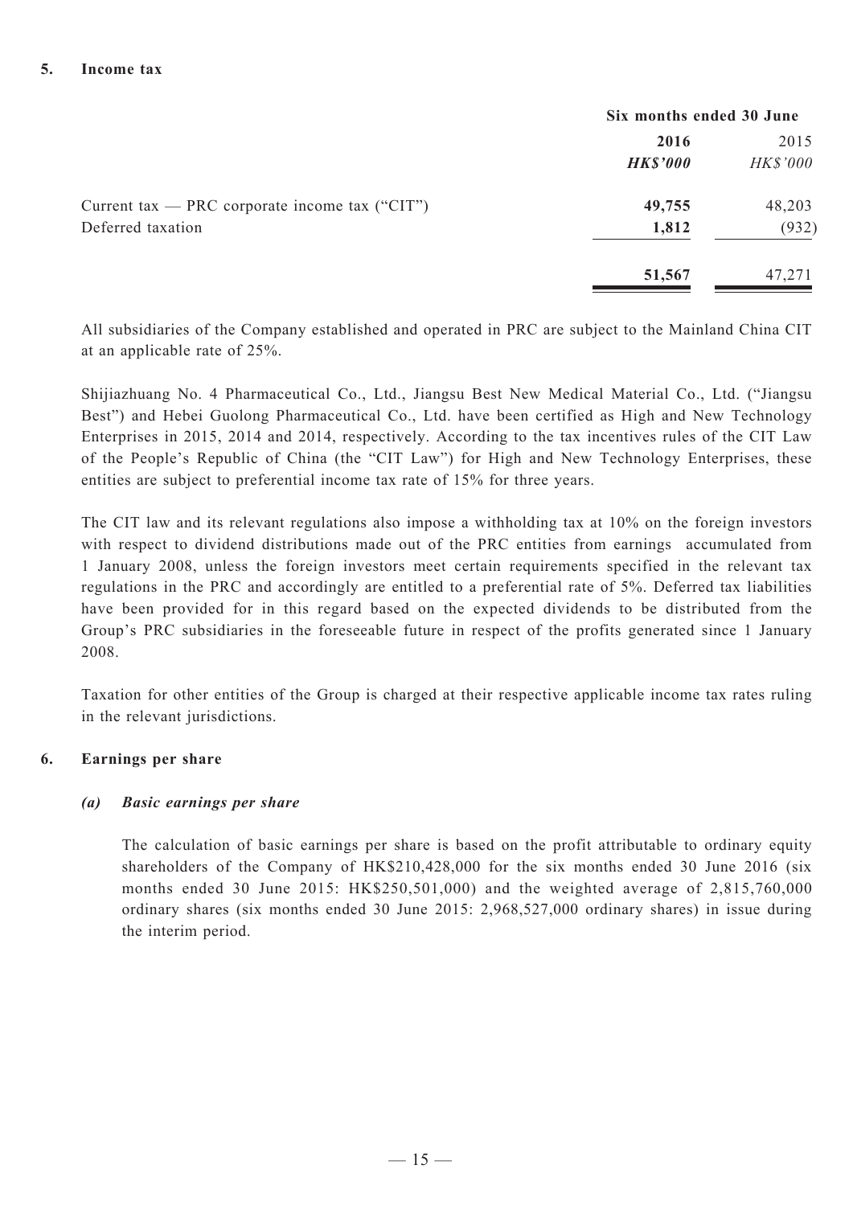## 5. Income tax

| | Six months ended 30 June | |
|---|---|---|
| | **2016** | 2015 |
| | ***HK$'000*** | *HK$'000* |
| Current tax — PRC corporate income tax ("CIT") | **49,755** | 48,203 |
| Deferred taxation | **1,812** | (932) |
| | **51,567** | 47,271 |

All subsidiaries of the Company established and operated in PRC are subject to the Mainland China CIT at an applicable rate of 25%.

Shijiazhuang No. 4 Pharmaceutical Co., Ltd., Jiangsu Best New Medical Material Co., Ltd. ("Jiangsu Best") and Hebei Guolong Pharmaceutical Co., Ltd. have been certified as High and New Technology Enterprises in 2015, 2014 and 2014, respectively. According to the tax incentives rules of the CIT Law of the People's Republic of China (the "CIT Law") for High and New Technology Enterprises, these entities are subject to preferential income tax rate of 15% for three years.

The CIT law and its relevant regulations also impose a withholding tax at 10% on the foreign investors with respect to dividend distributions made out of the PRC entities from earnings accumulated from 1 January 2008, unless the foreign investors meet certain requirements specified in the relevant tax regulations in the PRC and accordingly are entitled to a preferential rate of 5%. Deferred tax liabilities have been provided for in this regard based on the expected dividends to be distributed from the Group's PRC subsidiaries in the foreseeable future in respect of the profits generated since 1 January 2008.

Taxation for other entities of the Group is charged at their respective applicable income tax rates ruling in the relevant jurisdictions.

## 6. Earnings per share

### *(a) Basic earnings per share*

The calculation of basic earnings per share is based on the profit attributable to ordinary equity shareholders of the Company of HK$210,428,000 for the six months ended 30 June 2016 (six months ended 30 June 2015: HK$250,501,000) and the weighted average of 2,815,760,000 ordinary shares (six months ended 30 June 2015: 2,968,527,000 ordinary shares) in issue during the interim period.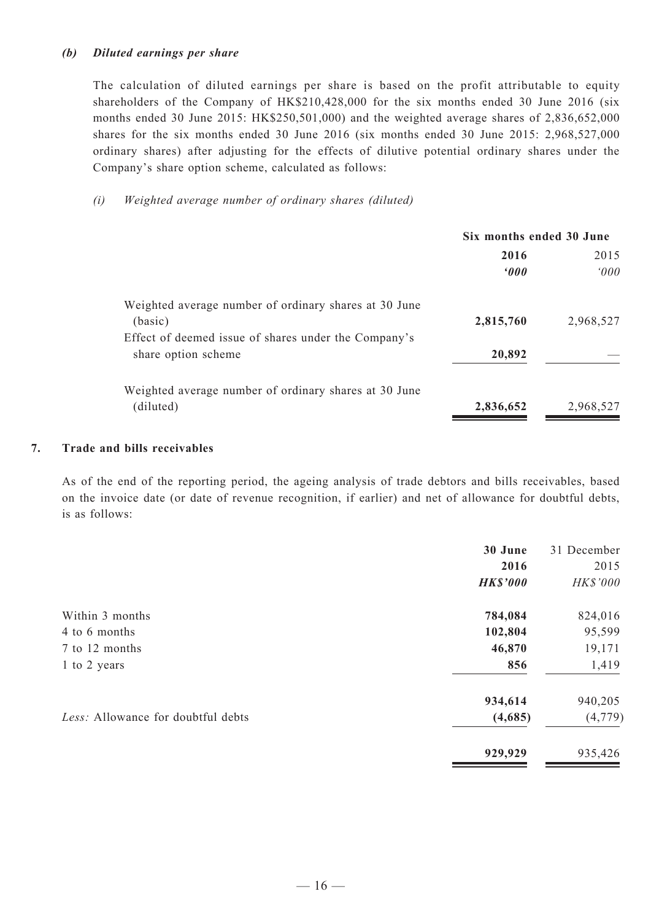***(b) Diluted earnings per share***

The calculation of diluted earnings per share is based on the profit attributable to equity shareholders of the Company of HK$210,428,000 for the six months ended 30 June 2016 (six months ended 30 June 2015: HK$250,501,000) and the weighted average shares of 2,836,652,000 shares for the six months ended 30 June 2016 (six months ended 30 June 2015: 2,968,527,000 ordinary shares) after adjusting for the effects of dilutive potential ordinary shares under the Company's share option scheme, calculated as follows:

*(i) Weighted average number of ordinary shares (diluted)*

| | Six months ended 30 June | |
|---|---|---|
| | **2016** | 2015 |
| | ***'000*** | *'000* |
| Weighted average number of ordinary shares at 30 June (basic) | **2,815,760** | 2,968,527 |
| Effect of deemed issue of shares under the Company's share option scheme | **20,892** | — |
| Weighted average number of ordinary shares at 30 June (diluted) | **2,836,652** | 2,968,527 |

## 7. Trade and bills receivables

As of the end of the reporting period, the ageing analysis of trade debtors and bills receivables, based on the invoice date (or date of revenue recognition, if earlier) and net of allowance for doubtful debts, is as follows:

| | **30 June 2016** | 31 December 2015 |
|---|---|---|
| | ***HK$'000*** | *HK$'000* |
| Within 3 months | **784,084** | 824,016 |
| 4 to 6 months | **102,804** | 95,599 |
| 7 to 12 months | **46,870** | 19,171 |
| 1 to 2 years | **856** | 1,419 |
| | **934,614** | 940,205 |
| *Less:* Allowance for doubtful debts | **(4,685)** | (4,779) |
| | **929,929** | 935,426 |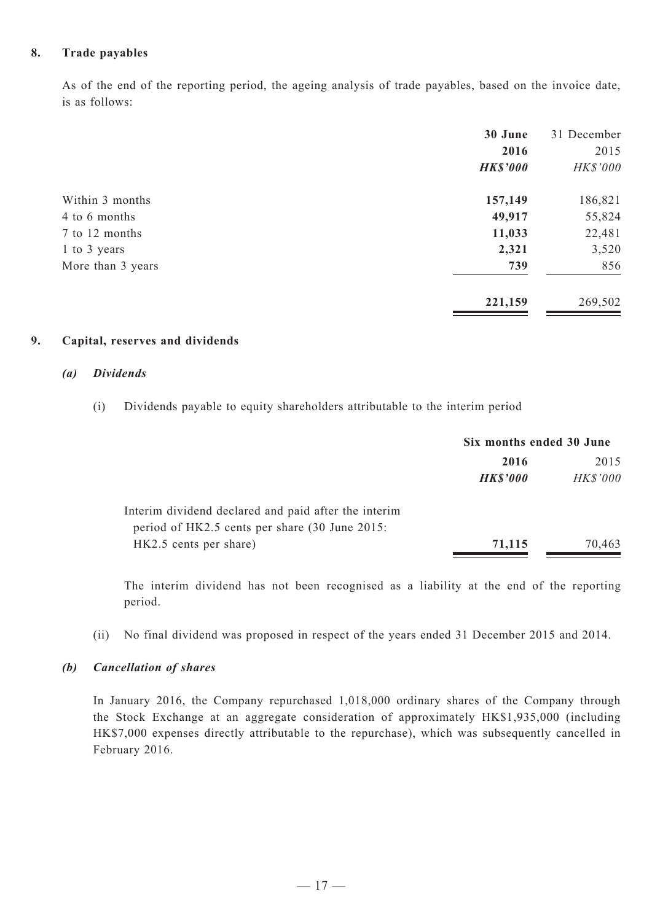## 8. Trade payables

As of the end of the reporting period, the ageing analysis of trade payables, based on the invoice date, is as follows:

| | **30 June 2016** | 31 December 2015 |
|---|---|---|
| | ***HK$'000*** | *HK$'000* |
| Within 3 months | **157,149** | 186,821 |
| 4 to 6 months | **49,917** | 55,824 |
| 7 to 12 months | **11,033** | 22,481 |
| 1 to 3 years | **2,321** | 3,520 |
| More than 3 years | **739** | 856 |
| | **221,159** | 269,502 |

## 9. Capital, reserves and dividends

### *(a) Dividends*

(i) Dividends payable to equity shareholders attributable to the interim period

| | **Six months ended 30 June** | |
|---|---|---|
| | **2016** | 2015 |
| | ***HK$'000*** | *HK$'000* |
| Interim dividend declared and paid after the interim period of HK2.5 cents per share (30 June 2015: HK2.5 cents per share) | **71,115** | 70,463 |

The interim dividend has not been recognised as a liability at the end of the reporting period.

(ii) No final dividend was proposed in respect of the years ended 31 December 2015 and 2014.

### *(b) Cancellation of shares*

In January 2016, the Company repurchased 1,018,000 ordinary shares of the Company through the Stock Exchange at an aggregate consideration of approximately HK$1,935,000 (including HK$7,000 expenses directly attributable to the repurchase), which was subsequently cancelled in February 2016.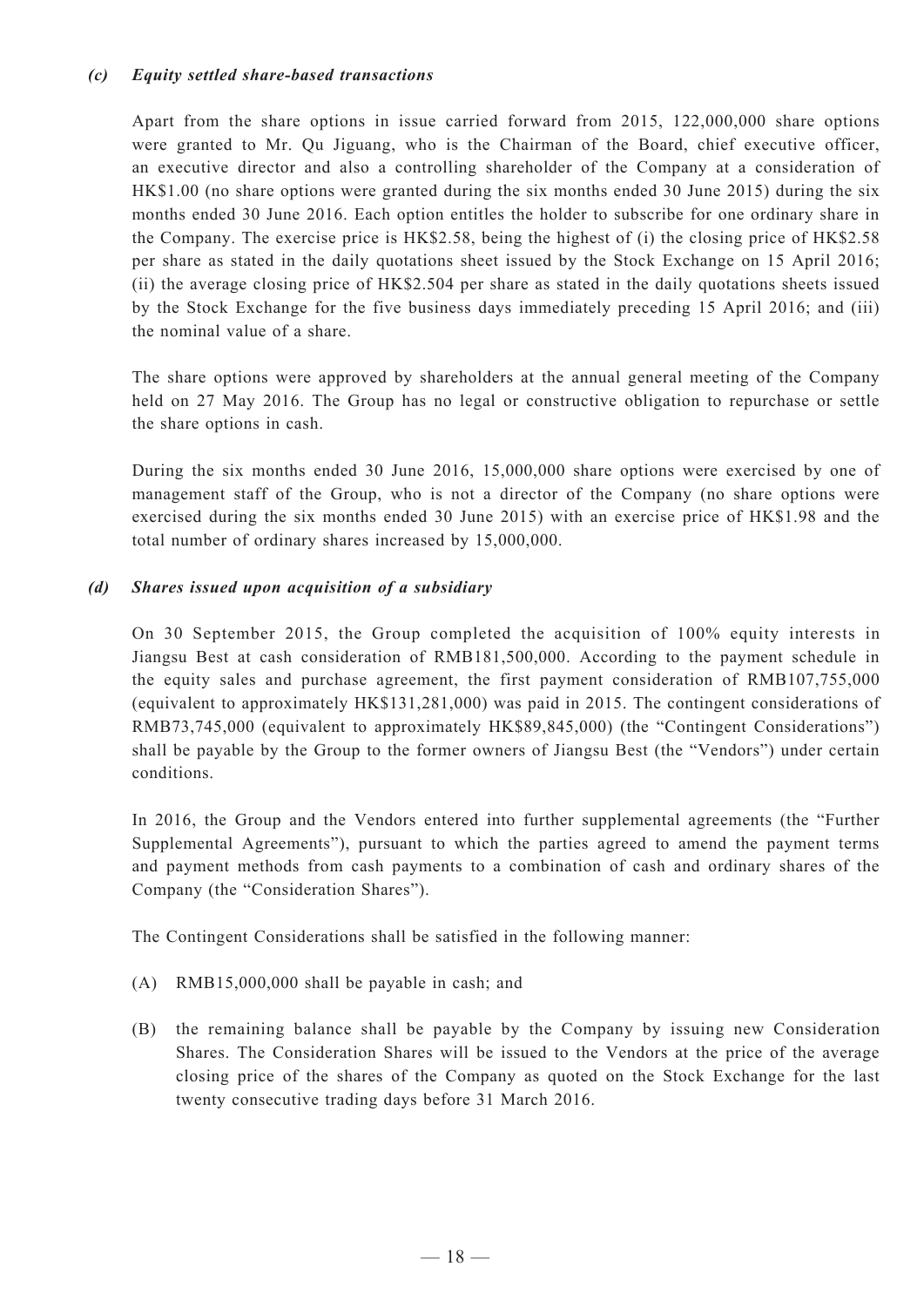### *(c) Equity settled share-based transactions*

Apart from the share options in issue carried forward from 2015, 122,000,000 share options were granted to Mr. Qu Jiguang, who is the Chairman of the Board, chief executive officer, an executive director and also a controlling shareholder of the Company at a consideration of HK$1.00 (no share options were granted during the six months ended 30 June 2015) during the six months ended 30 June 2016. Each option entitles the holder to subscribe for one ordinary share in the Company. The exercise price is HK$2.58, being the highest of (i) the closing price of HK$2.58 per share as stated in the daily quotations sheet issued by the Stock Exchange on 15 April 2016; (ii) the average closing price of HK$2.504 per share as stated in the daily quotations sheets issued by the Stock Exchange for the five business days immediately preceding 15 April 2016; and (iii) the nominal value of a share.

The share options were approved by shareholders at the annual general meeting of the Company held on 27 May 2016. The Group has no legal or constructive obligation to repurchase or settle the share options in cash.

During the six months ended 30 June 2016, 15,000,000 share options were exercised by one of management staff of the Group, who is not a director of the Company (no share options were exercised during the six months ended 30 June 2015) with an exercise price of HK$1.98 and the total number of ordinary shares increased by 15,000,000.

### *(d) Shares issued upon acquisition of a subsidiary*

On 30 September 2015, the Group completed the acquisition of 100% equity interests in Jiangsu Best at cash consideration of RMB181,500,000. According to the payment schedule in the equity sales and purchase agreement, the first payment consideration of RMB107,755,000 (equivalent to approximately HK$131,281,000) was paid in 2015. The contingent considerations of RMB73,745,000 (equivalent to approximately HK$89,845,000) (the "Contingent Considerations") shall be payable by the Group to the former owners of Jiangsu Best (the "Vendors") under certain conditions.

In 2016, the Group and the Vendors entered into further supplemental agreements (the "Further Supplemental Agreements"), pursuant to which the parties agreed to amend the payment terms and payment methods from cash payments to a combination of cash and ordinary shares of the Company (the "Consideration Shares").

The Contingent Considerations shall be satisfied in the following manner:

(A) RMB15,000,000 shall be payable in cash; and

(B) the remaining balance shall be payable by the Company by issuing new Consideration Shares. The Consideration Shares will be issued to the Vendors at the price of the average closing price of the shares of the Company as quoted on the Stock Exchange for the last twenty consecutive trading days before 31 March 2016.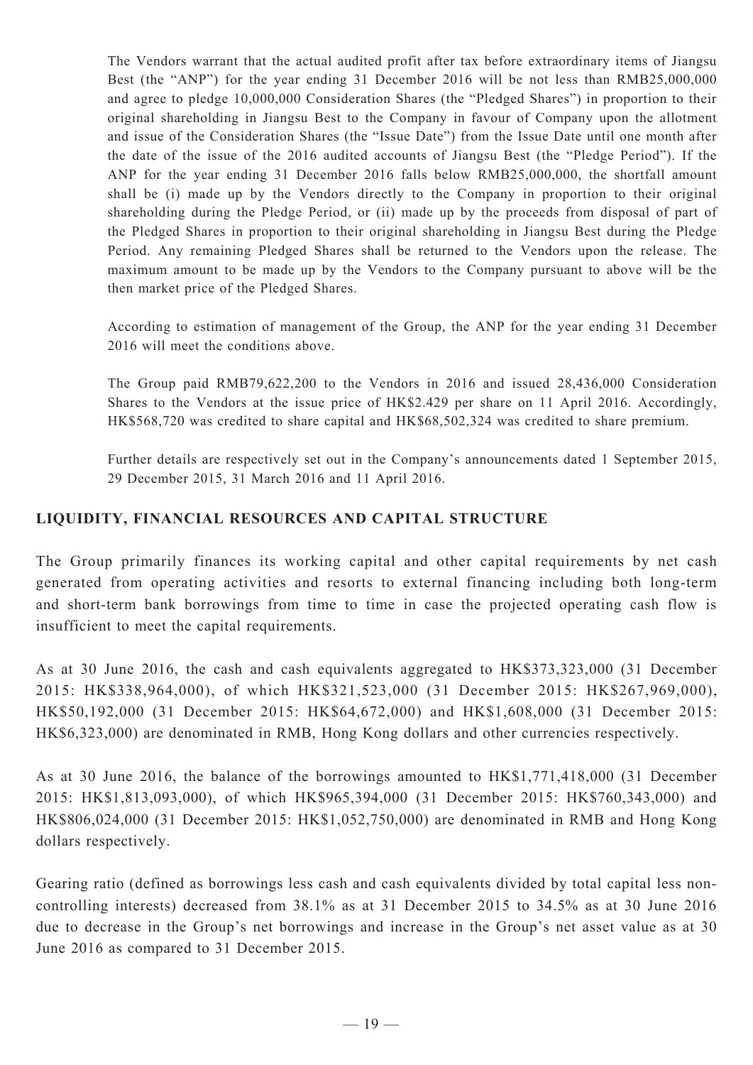The Vendors warrant that the actual audited profit after tax before extraordinary items of Jiangsu Best (the "ANP") for the year ending 31 December 2016 will be not less than RMB25,000,000 and agree to pledge 10,000,000 Consideration Shares (the "Pledged Shares") in proportion to their original shareholding in Jiangsu Best to the Company in favour of Company upon the allotment and issue of the Consideration Shares (the "Issue Date") from the Issue Date until one month after the date of the issue of the 2016 audited accounts of Jiangsu Best (the "Pledge Period"). If the ANP for the year ending 31 December 2016 falls below RMB25,000,000, the shortfall amount shall be (i) made up by the Vendors directly to the Company in proportion to their original shareholding during the Pledge Period, or (ii) made up by the proceeds from disposal of part of the Pledged Shares in proportion to their original shareholding in Jiangsu Best during the Pledge Period. Any remaining Pledged Shares shall be returned to the Vendors upon the release. The maximum amount to be made up by the Vendors to the Company pursuant to above will be the then market price of the Pledged Shares.

According to estimation of management of the Group, the ANP for the year ending 31 December 2016 will meet the conditions above.

The Group paid RMB79,622,200 to the Vendors in 2016 and issued 28,436,000 Consideration Shares to the Vendors at the issue price of HK$2.429 per share on 11 April 2016. Accordingly, HK$568,720 was credited to share capital and HK$68,502,324 was credited to share premium.

Further details are respectively set out in the Company's announcements dated 1 September 2015, 29 December 2015, 31 March 2016 and 11 April 2016.

## LIQUIDITY, FINANCIAL RESOURCES AND CAPITAL STRUCTURE

The Group primarily finances its working capital and other capital requirements by net cash generated from operating activities and resorts to external financing including both long-term and short-term bank borrowings from time to time in case the projected operating cash flow is insufficient to meet the capital requirements.

As at 30 June 2016, the cash and cash equivalents aggregated to HK$373,323,000 (31 December 2015: HK$338,964,000), of which HK$321,523,000 (31 December 2015: HK$267,969,000), HK$50,192,000 (31 December 2015: HK$64,672,000) and HK$1,608,000 (31 December 2015: HK$6,323,000) are denominated in RMB, Hong Kong dollars and other currencies respectively.

As at 30 June 2016, the balance of the borrowings amounted to HK$1,771,418,000 (31 December 2015: HK$1,813,093,000), of which HK$965,394,000 (31 December 2015: HK$760,343,000) and HK$806,024,000 (31 December 2015: HK$1,052,750,000) are denominated in RMB and Hong Kong dollars respectively.

Gearing ratio (defined as borrowings less cash and cash equivalents divided by total capital less non-controlling interests) decreased from 38.1% as at 31 December 2015 to 34.5% as at 30 June 2016 due to decrease in the Group's net borrowings and increase in the Group's net asset value as at 30 June 2016 as compared to 31 December 2015.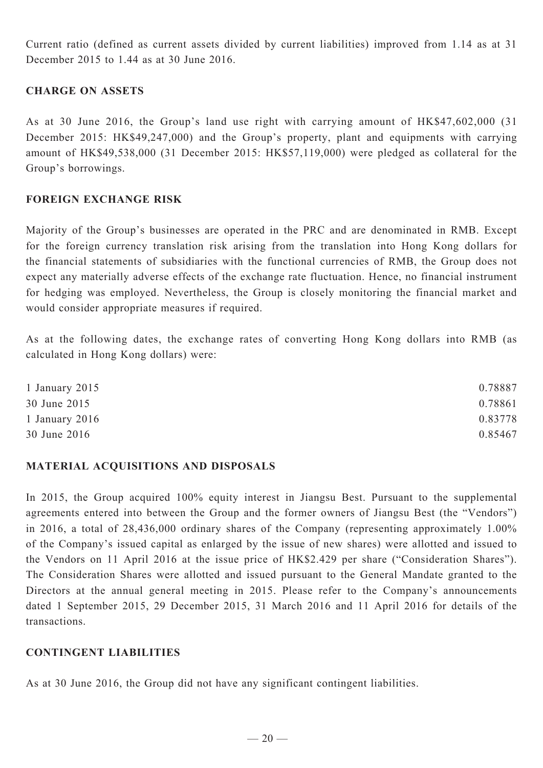Current ratio (defined as current assets divided by current liabilities) improved from 1.14 as at 31 December 2015 to 1.44 as at 30 June 2016.

## CHARGE ON ASSETS

As at 30 June 2016, the Group's land use right with carrying amount of HK$47,602,000 (31 December 2015: HK$49,247,000) and the Group's property, plant and equipments with carrying amount of HK$49,538,000 (31 December 2015: HK$57,119,000) were pledged as collateral for the Group's borrowings.

## FOREIGN EXCHANGE RISK

Majority of the Group's businesses are operated in the PRC and are denominated in RMB. Except for the foreign currency translation risk arising from the translation into Hong Kong dollars for the financial statements of subsidiaries with the functional currencies of RMB, the Group does not expect any materially adverse effects of the exchange rate fluctuation. Hence, no financial instrument for hedging was employed. Nevertheless, the Group is closely monitoring the financial market and would consider appropriate measures if required.

As at the following dates, the exchange rates of converting Hong Kong dollars into RMB (as calculated in Hong Kong dollars) were:

| | |
|---|---|
| 1 January 2015 | 0.78887 |
| 30 June 2015 | 0.78861 |
| 1 January 2016 | 0.83778 |
| 30 June 2016 | 0.85467 |

## MATERIAL ACQUISITIONS AND DISPOSALS

In 2015, the Group acquired 100% equity interest in Jiangsu Best. Pursuant to the supplemental agreements entered into between the Group and the former owners of Jiangsu Best (the "Vendors") in 2016, a total of 28,436,000 ordinary shares of the Company (representing approximately 1.00% of the Company's issued capital as enlarged by the issue of new shares) were allotted and issued to the Vendors on 11 April 2016 at the issue price of HK$2.429 per share ("Consideration Shares"). The Consideration Shares were allotted and issued pursuant to the General Mandate granted to the Directors at the annual general meeting in 2015. Please refer to the Company's announcements dated 1 September 2015, 29 December 2015, 31 March 2016 and 11 April 2016 for details of the transactions.

## CONTINGENT LIABILITIES

As at 30 June 2016, the Group did not have any significant contingent liabilities.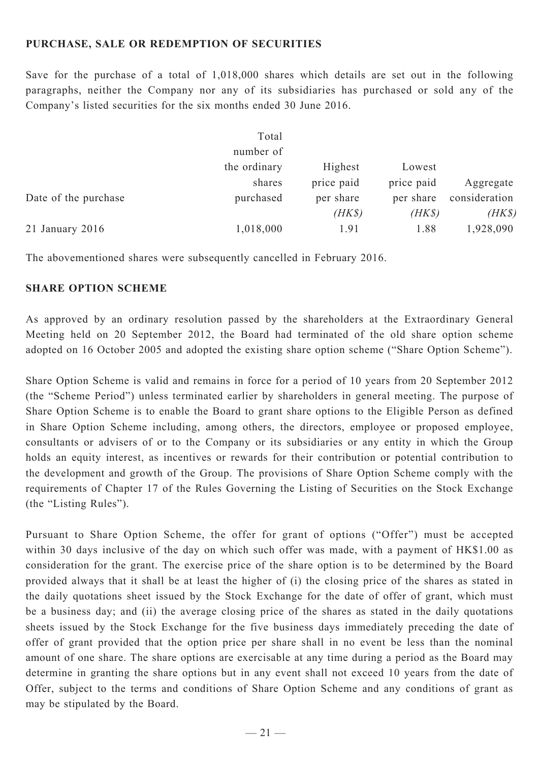## PURCHASE, SALE OR REDEMPTION OF SECURITIES

Save for the purchase of a total of 1,018,000 shares which details are set out in the following paragraphs, neither the Company nor any of its subsidiaries has purchased or sold any of the Company's listed securities for the six months ended 30 June 2016.

| Date of the purchase | Total number of the ordinary shares purchased | Highest price paid per share *(HK$)* | Lowest price paid per share *(HK$)* | Aggregate consideration *(HK$)* |
|---|---|---|---|---|
| 21 January 2016 | 1,018,000 | 1.91 | 1.88 | 1,928,090 |

The abovementioned shares were subsequently cancelled in February 2016.

## SHARE OPTION SCHEME

As approved by an ordinary resolution passed by the shareholders at the Extraordinary General Meeting held on 20 September 2012, the Board had terminated of the old share option scheme adopted on 16 October 2005 and adopted the existing share option scheme ("Share Option Scheme").

Share Option Scheme is valid and remains in force for a period of 10 years from 20 September 2012 (the "Scheme Period") unless terminated earlier by shareholders in general meeting. The purpose of Share Option Scheme is to enable the Board to grant share options to the Eligible Person as defined in Share Option Scheme including, among others, the directors, employee or proposed employee, consultants or advisers of or to the Company or its subsidiaries or any entity in which the Group holds an equity interest, as incentives or rewards for their contribution or potential contribution to the development and growth of the Group. The provisions of Share Option Scheme comply with the requirements of Chapter 17 of the Rules Governing the Listing of Securities on the Stock Exchange (the "Listing Rules").

Pursuant to Share Option Scheme, the offer for grant of options ("Offer") must be accepted within 30 days inclusive of the day on which such offer was made, with a payment of HK$1.00 as consideration for the grant. The exercise price of the share option is to be determined by the Board provided always that it shall be at least the higher of (i) the closing price of the shares as stated in the daily quotations sheet issued by the Stock Exchange for the date of offer of grant, which must be a business day; and (ii) the average closing price of the shares as stated in the daily quotations sheets issued by the Stock Exchange for the five business days immediately preceding the date of offer of grant provided that the option price per share shall in no event be less than the nominal amount of one share. The share options are exercisable at any time during a period as the Board may determine in granting the share options but in any event shall not exceed 10 years from the date of Offer, subject to the terms and conditions of Share Option Scheme and any conditions of grant as may be stipulated by the Board.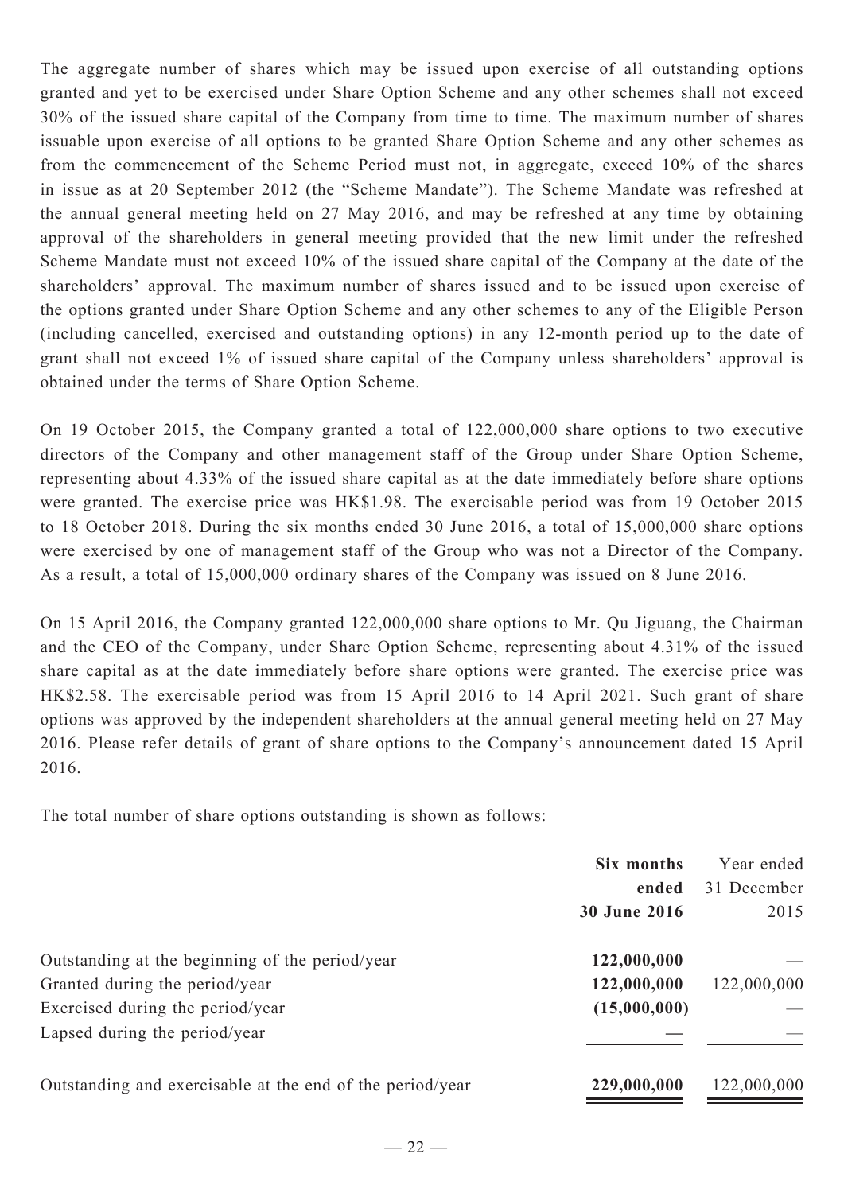The aggregate number of shares which may be issued upon exercise of all outstanding options granted and yet to be exercised under Share Option Scheme and any other schemes shall not exceed 30% of the issued share capital of the Company from time to time. The maximum number of shares issuable upon exercise of all options to be granted Share Option Scheme and any other schemes as from the commencement of the Scheme Period must not, in aggregate, exceed 10% of the shares in issue as at 20 September 2012 (the "Scheme Mandate"). The Scheme Mandate was refreshed at the annual general meeting held on 27 May 2016, and may be refreshed at any time by obtaining approval of the shareholders in general meeting provided that the new limit under the refreshed Scheme Mandate must not exceed 10% of the issued share capital of the Company at the date of the shareholders' approval. The maximum number of shares issued and to be issued upon exercise of the options granted under Share Option Scheme and any other schemes to any of the Eligible Person (including cancelled, exercised and outstanding options) in any 12-month period up to the date of grant shall not exceed 1% of issued share capital of the Company unless shareholders' approval is obtained under the terms of Share Option Scheme.

On 19 October 2015, the Company granted a total of 122,000,000 share options to two executive directors of the Company and other management staff of the Group under Share Option Scheme, representing about 4.33% of the issued share capital as at the date immediately before share options were granted. The exercise price was HK$1.98. The exercisable period was from 19 October 2015 to 18 October 2018. During the six months ended 30 June 2016, a total of 15,000,000 share options were exercised by one of management staff of the Group who was not a Director of the Company. As a result, a total of 15,000,000 ordinary shares of the Company was issued on 8 June 2016.

On 15 April 2016, the Company granted 122,000,000 share options to Mr. Qu Jiguang, the Chairman and the CEO of the Company, under Share Option Scheme, representing about 4.31% of the issued share capital as at the date immediately before share options were granted. The exercise price was HK$2.58. The exercisable period was from 15 April 2016 to 14 April 2021. Such grant of share options was approved by the independent shareholders at the annual general meeting held on 27 May 2016. Please refer details of grant of share options to the Company's announcement dated 15 April 2016.

The total number of share options outstanding is shown as follows:

| | **Six months ended 30 June 2016** | Year ended 31 December 2015 |
|---|---|---|
| Outstanding at the beginning of the period/year | **122,000,000** | — |
| Granted during the period/year | **122,000,000** | 122,000,000 |
| Exercised during the period/year | **(15,000,000)** | — |
| Lapsed during the period/year | **—** | — |
| Outstanding and exercisable at the end of the period/year | **229,000,000** | 122,000,000 |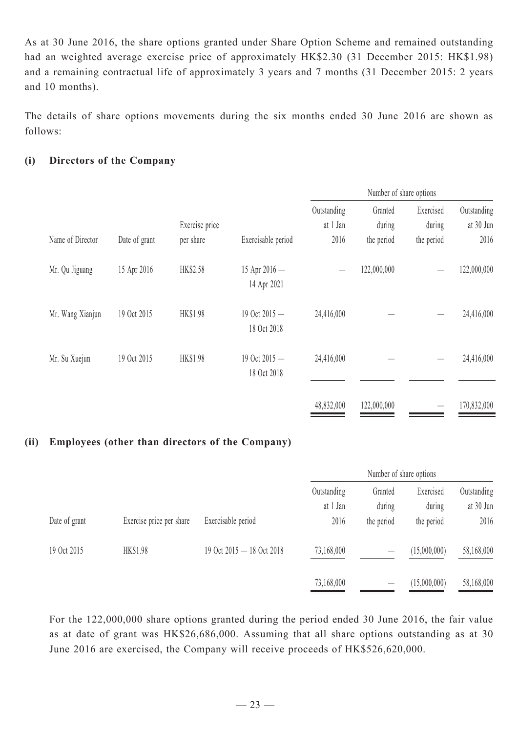As at 30 June 2016, the share options granted under Share Option Scheme and remained outstanding had an weighted average exercise price of approximately HK$2.30 (31 December 2015: HK$1.98) and a remaining contractual life of approximately 3 years and 7 months (31 December 2015: 2 years and 10 months).

The details of share options movements during the six months ended 30 June 2016 are shown as follows:

**(i) Directors of the Company**

| | | | | Number of share options | | | |
|---|---|---|---|---|---|---|---|
| Name of Director | Date of grant | Exercise price per share | Exercisable period | Outstanding at 1 Jan 2016 | Granted during the period | Exercised during the period | Outstanding at 30 Jun 2016 |
| Mr. Qu Jiguang | 15 Apr 2016 | HK$2.58 | 15 Apr 2016 — 14 Apr 2021 | — | 122,000,000 | — | 122,000,000 |
| Mr. Wang Xianjun | 19 Oct 2015 | HK$1.98 | 19 Oct 2015 — 18 Oct 2018 | 24,416,000 | — | — | 24,416,000 |
| Mr. Su Xuejun | 19 Oct 2015 | HK$1.98 | 19 Oct 2015 — 18 Oct 2018 | 24,416,000 | — | — | 24,416,000 |
| | | | | 48,832,000 | 122,000,000 | — | 170,832,000 |

**(ii) Employees (other than directors of the Company)**

| | | | Number of share options | | | |
|---|---|---|---|---|---|---|
| Date of grant | Exercise price per share | Exercisable period | Outstanding at 1 Jan 2016 | Granted during the period | Exercised during the period | Outstanding at 30 Jun 2016 |
| 19 Oct 2015 | HK$1.98 | 19 Oct 2015 — 18 Oct 2018 | 73,168,000 | — | (15,000,000) | 58,168,000 |
| | | | 73,168,000 | — | (15,000,000) | 58,168,000 |

For the 122,000,000 share options granted during the period ended 30 June 2016, the fair value as at date of grant was HK$26,686,000. Assuming that all share options outstanding as at 30 June 2016 are exercised, the Company will receive proceeds of HK$526,620,000.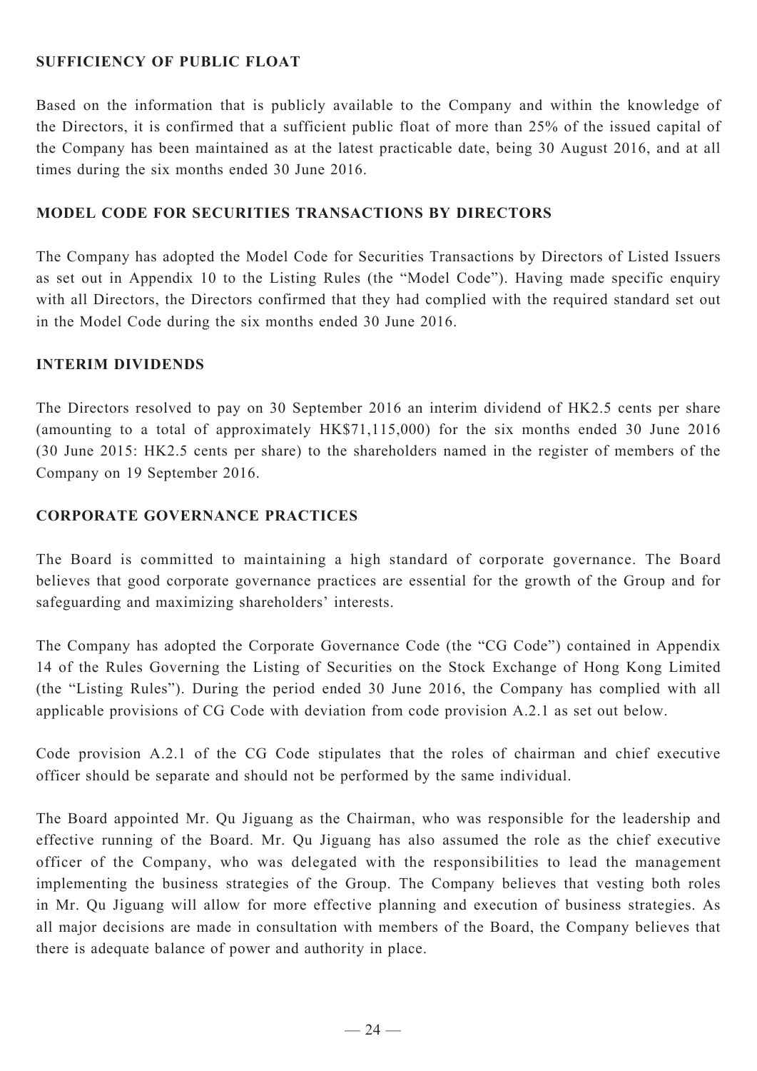## SUFFICIENCY OF PUBLIC FLOAT

Based on the information that is publicly available to the Company and within the knowledge of the Directors, it is confirmed that a sufficient public float of more than 25% of the issued capital of the Company has been maintained as at the latest practicable date, being 30 August 2016, and at all times during the six months ended 30 June 2016.

## MODEL CODE FOR SECURITIES TRANSACTIONS BY DIRECTORS

The Company has adopted the Model Code for Securities Transactions by Directors of Listed Issuers as set out in Appendix 10 to the Listing Rules (the "Model Code"). Having made specific enquiry with all Directors, the Directors confirmed that they had complied with the required standard set out in the Model Code during the six months ended 30 June 2016.

## INTERIM DIVIDENDS

The Directors resolved to pay on 30 September 2016 an interim dividend of HK2.5 cents per share (amounting to a total of approximately HK$71,115,000) for the six months ended 30 June 2016 (30 June 2015: HK2.5 cents per share) to the shareholders named in the register of members of the Company on 19 September 2016.

## CORPORATE GOVERNANCE PRACTICES

The Board is committed to maintaining a high standard of corporate governance. The Board believes that good corporate governance practices are essential for the growth of the Group and for safeguarding and maximizing shareholders' interests.

The Company has adopted the Corporate Governance Code (the "CG Code") contained in Appendix 14 of the Rules Governing the Listing of Securities on the Stock Exchange of Hong Kong Limited (the "Listing Rules"). During the period ended 30 June 2016, the Company has complied with all applicable provisions of CG Code with deviation from code provision A.2.1 as set out below.

Code provision A.2.1 of the CG Code stipulates that the roles of chairman and chief executive officer should be separate and should not be performed by the same individual.

The Board appointed Mr. Qu Jiguang as the Chairman, who was responsible for the leadership and effective running of the Board. Mr. Qu Jiguang has also assumed the role as the chief executive officer of the Company, who was delegated with the responsibilities to lead the management implementing the business strategies of the Group. The Company believes that vesting both roles in Mr. Qu Jiguang will allow for more effective planning and execution of business strategies. As all major decisions are made in consultation with members of the Board, the Company believes that there is adequate balance of power and authority in place.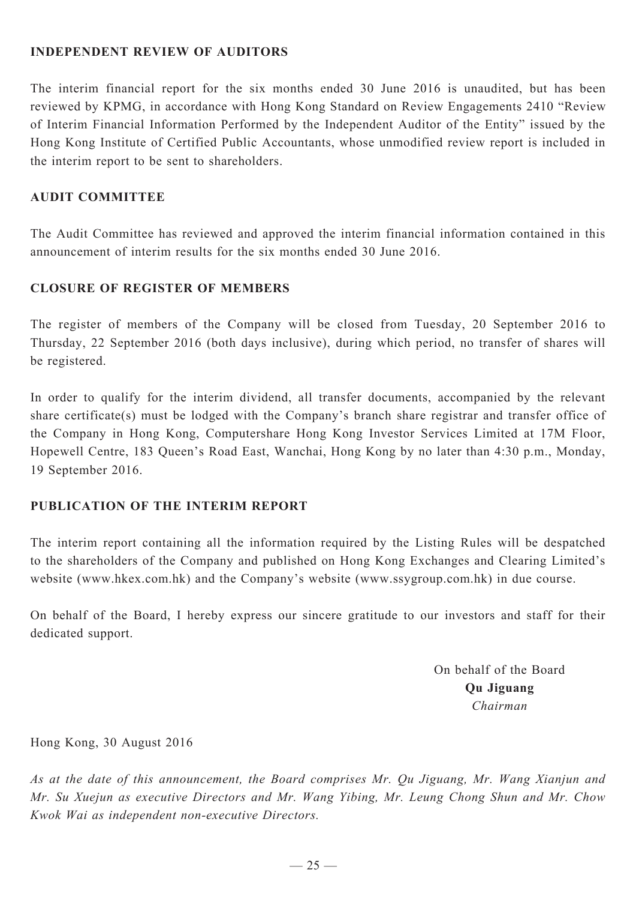## INDEPENDENT REVIEW OF AUDITORS

The interim financial report for the six months ended 30 June 2016 is unaudited, but has been reviewed by KPMG, in accordance with Hong Kong Standard on Review Engagements 2410 "Review of Interim Financial Information Performed by the Independent Auditor of the Entity" issued by the Hong Kong Institute of Certified Public Accountants, whose unmodified review report is included in the interim report to be sent to shareholders.

## AUDIT COMMITTEE

The Audit Committee has reviewed and approved the interim financial information contained in this announcement of interim results for the six months ended 30 June 2016.

## CLOSURE OF REGISTER OF MEMBERS

The register of members of the Company will be closed from Tuesday, 20 September 2016 to Thursday, 22 September 2016 (both days inclusive), during which period, no transfer of shares will be registered.

In order to qualify for the interim dividend, all transfer documents, accompanied by the relevant share certificate(s) must be lodged with the Company's branch share registrar and transfer office of the Company in Hong Kong, Computershare Hong Kong Investor Services Limited at 17M Floor, Hopewell Centre, 183 Queen's Road East, Wanchai, Hong Kong by no later than 4:30 p.m., Monday, 19 September 2016.

## PUBLICATION OF THE INTERIM REPORT

The interim report containing all the information required by the Listing Rules will be despatched to the shareholders of the Company and published on Hong Kong Exchanges and Clearing Limited's website (www.hkex.com.hk) and the Company's website (www.ssygroup.com.hk) in due course.

On behalf of the Board, I hereby express our sincere gratitude to our investors and staff for their dedicated support.

On behalf of the Board
**Qu Jiguang**
*Chairman*

Hong Kong, 30 August 2016

*As at the date of this announcement, the Board comprises Mr. Qu Jiguang, Mr. Wang Xianjun and Mr. Su Xuejun as executive Directors and Mr. Wang Yibing, Mr. Leung Chong Shun and Mr. Chow Kwok Wai as independent non-executive Directors.*